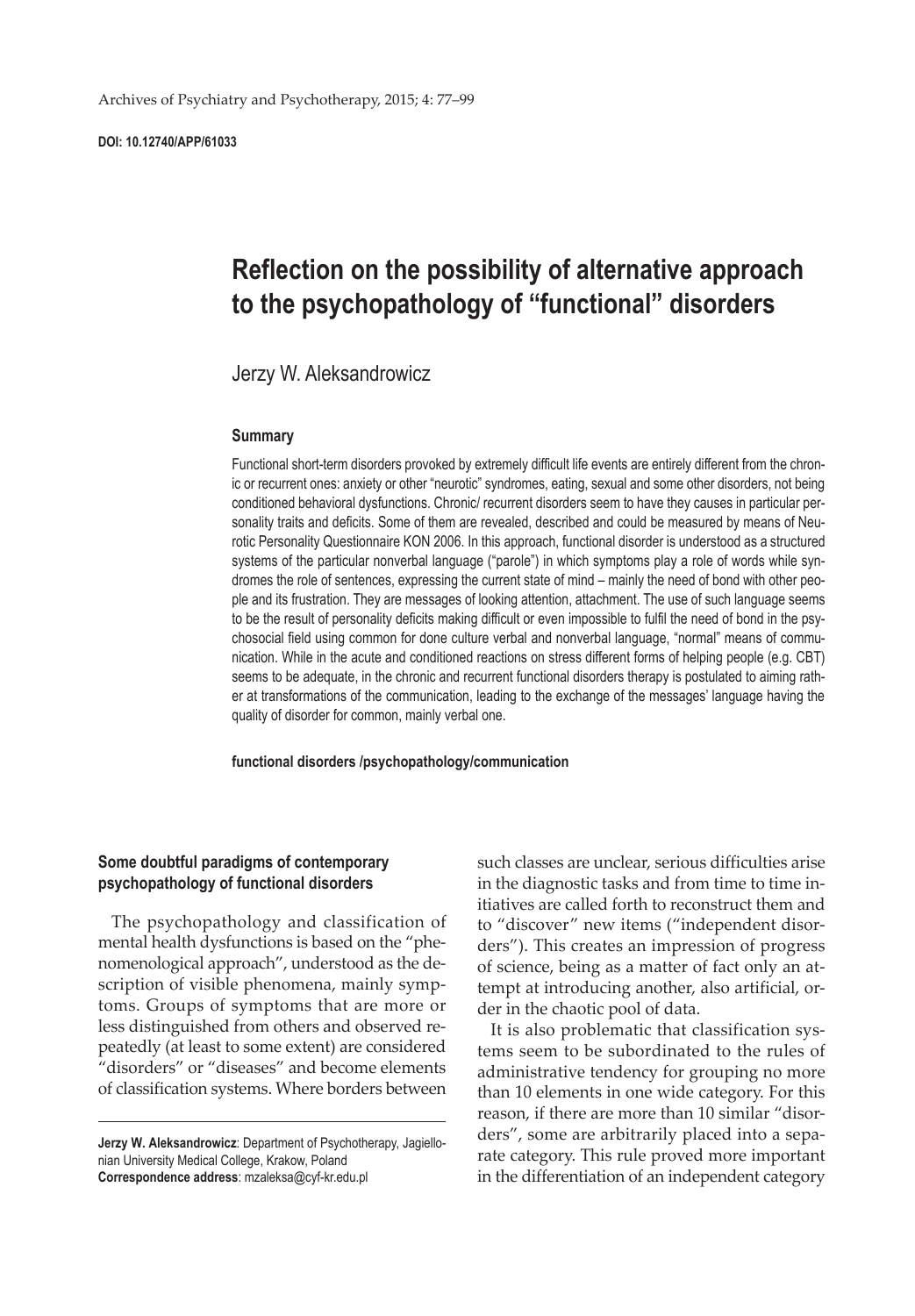Archives of Psychiatry and Psychotherapy, 2015; 4: 77–99

**DOI: 10.12740/APP/61033**

# Reflection on the possibility of alternative approach to the psychopathology of "functional" disorders

Jerzy W. Aleksandrowicz

### Summary

Functional short-term disorders provoked by extremely difficult life events are entirely different from the chronic or recurrent ones: anxiety or other "neurotic" syndromes, eating, sexual and some other disorders, not being conditioned behavioral dysfunctions. Chronic/ recurrent disorders seem to have they causes in particular personality traits and deficits. Some of them are revealed, described and could be measured by means of Neurotic Personality Questionnaire KON 2006. In this approach, functional disorder is understood as a structured systems of the particular nonverbal language ("parole") in which symptoms play a role of words while syndromes the role of sentences, expressing the current state of mind – mainly the need of bond with other people and its frustration. They are messages of looking attention, attachment. The use of such language seems to be the result of personality deficits making difficult or even impossible to fulfil the need of bond in the psychosocial field using common for done culture verbal and nonverbal language, "normal" means of communication. While in the acute and conditioned reactions on stress different forms of helping people (e.g. CBT) seems to be adequate, in the chronic and recurrent functional disorders therapy is postulated to aiming rather at transformations of the communication, leading to the exchange of the messages' language having the quality of disorder for common, mainly verbal one.

**functional disorders /psychopathology/communication**

## Some doubtful paradigms of contemporary psychopathology of functional disorders

The psychopathology and classification of mental health dysfunctions is based on the "phenomenological approach", understood as the description of visible phenomena, mainly symptoms. Groups of symptoms that are more or less distinguished from others and observed repeatedly (at least to some extent) are considered "disorders" or "diseases" and become elements of classification systems. Where borders between such classes are unclear, serious difficulties arise in the diagnostic tasks and from time to time initiatives are called forth to reconstruct them and to "discover" new items ("independent disorders"). This creates an impression of progress of science, being as a matter of fact only an attempt at introducing another, also artificial, order in the chaotic pool of data.

It is also problematic that classification systems seem to be subordinated to the rules of administrative tendency for grouping no more than 10 elements in one wide category. For this reason, if there are more than 10 similar "disorders", some are arbitrarily placed into a separate category. This rule proved more important in the differentiation of an independent category

---

**Jerzy W. Aleksandrowicz**: Department of Psychotherapy, Jagiellonian University Medical College, Krakow, Poland
**Correspondence address**: mzaleksa@cyf-kr.edu.pl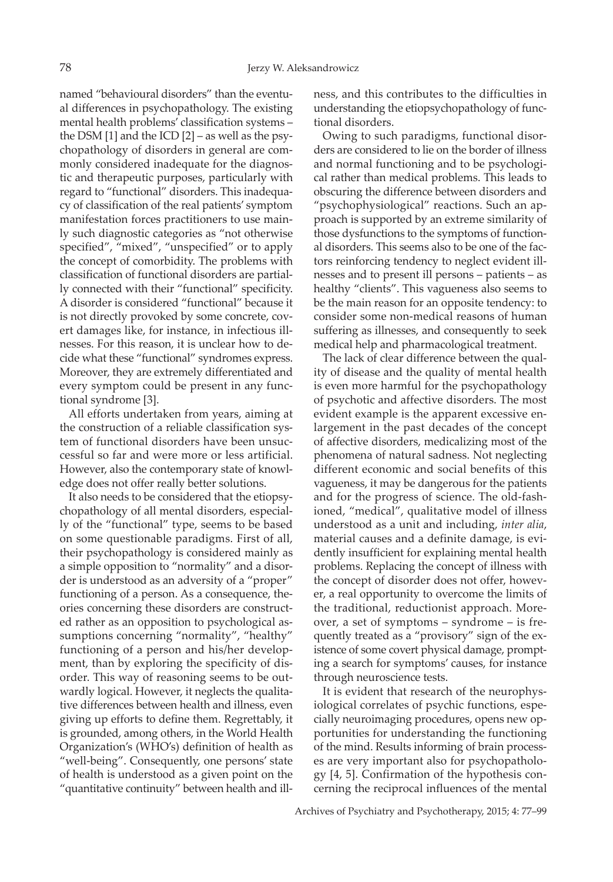named "behavioural disorders" than the eventual differences in psychopathology. The existing mental health problems' classification systems – the DSM [1] and the ICD [2] – as well as the psychopathology of disorders in general are commonly considered inadequate for the diagnostic and therapeutic purposes, particularly with regard to "functional" disorders. This inadequacy of classification of the real patients' symptom manifestation forces practitioners to use mainly such diagnostic categories as "not otherwise specified", "mixed", "unspecified" or to apply the concept of comorbidity. The problems with classification of functional disorders are partially connected with their "functional" specificity. A disorder is considered "functional" because it is not directly provoked by some concrete, covert damages like, for instance, in infectious illnesses. For this reason, it is unclear how to decide what these "functional" syndromes express. Moreover, they are extremely differentiated and every symptom could be present in any functional syndrome [3].

All efforts undertaken from years, aiming at the construction of a reliable classification system of functional disorders have been unsuccessful so far and were more or less artificial. However, also the contemporary state of knowledge does not offer really better solutions.

It also needs to be considered that the etiopsychopathology of all mental disorders, especially of the "functional" type, seems to be based on some questionable paradigms. First of all, their psychopathology is considered mainly as a simple opposition to "normality" and a disorder is understood as an adversity of a "proper" functioning of a person. As a consequence, theories concerning these disorders are constructed rather as an opposition to psychological assumptions concerning "normality", "healthy" functioning of a person and his/her development, than by exploring the specificity of disorder. This way of reasoning seems to be outwardly logical. However, it neglects the qualitative differences between health and illness, even giving up efforts to define them. Regrettably, it is grounded, among others, in the World Health Organization's (WHO's) definition of health as "well-being". Consequently, one persons' state of health is understood as a given point on the "quantitative continuity" between health and illness, and this contributes to the difficulties in understanding the etiopsychopathology of functional disorders.

Owing to such paradigms, functional disorders are considered to lie on the border of illness and normal functioning and to be psychological rather than medical problems. This leads to obscuring the difference between disorders and "psychophysiological" reactions. Such an approach is supported by an extreme similarity of those dysfunctions to the symptoms of functional disorders. This seems also to be one of the factors reinforcing tendency to neglect evident illnesses and to present ill persons – patients – as healthy "clients". This vagueness also seems to be the main reason for an opposite tendency: to consider some non-medical reasons of human suffering as illnesses, and consequently to seek medical help and pharmacological treatment.

The lack of clear difference between the quality of disease and the quality of mental health is even more harmful for the psychopathology of psychotic and affective disorders. The most evident example is the apparent excessive enlargement in the past decades of the concept of affective disorders, medicalizing most of the phenomena of natural sadness. Not neglecting different economic and social benefits of this vagueness, it may be dangerous for the patients and for the progress of science. The old-fashioned, "medical", qualitative model of illness understood as a unit and including, *inter alia*, material causes and a definite damage, is evidently insufficient for explaining mental health problems. Replacing the concept of illness with the concept of disorder does not offer, however, a real opportunity to overcome the limits of the traditional, reductionist approach. Moreover, a set of symptoms – syndrome – is frequently treated as a "provisory" sign of the existence of some covert physical damage, prompting a search for symptoms' causes, for instance through neuroscience tests.

It is evident that research of the neurophysiological correlates of psychic functions, especially neuroimaging procedures, opens new opportunities for understanding the functioning of the mind. Results informing of brain processes are very important also for psychopathology [4, 5]. Confirmation of the hypothesis concerning the reciprocal influences of the mental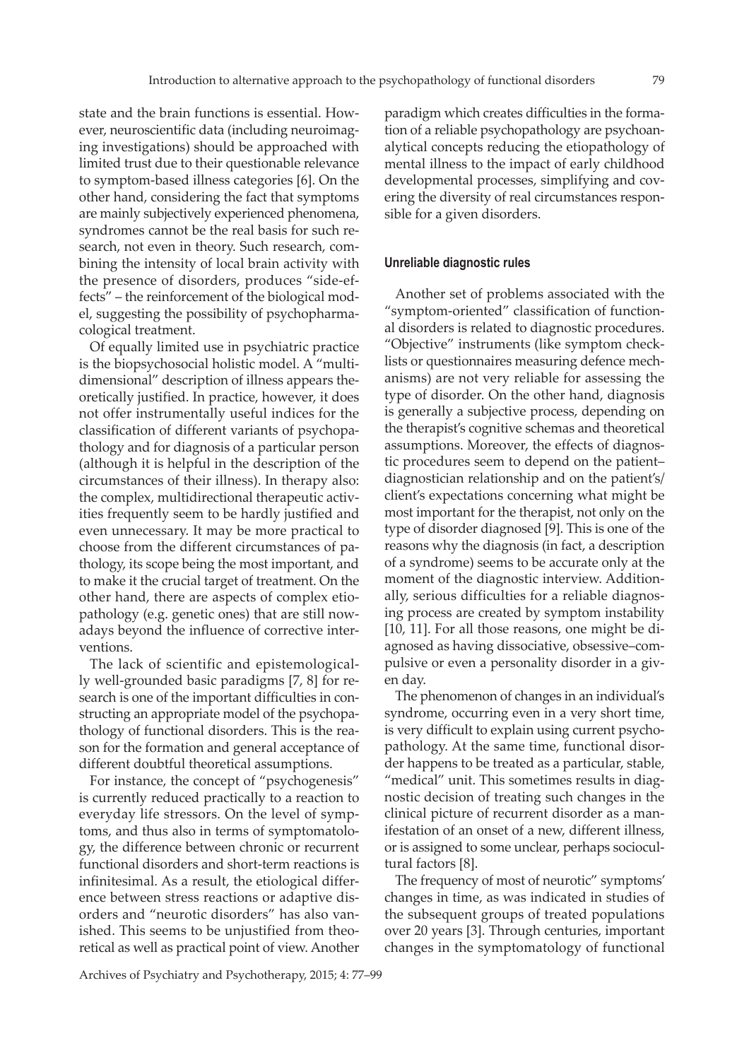state and the brain functions is essential. However, neuroscientific data (including neuroimaging investigations) should be approached with limited trust due to their questionable relevance to symptom-based illness categories [6]. On the other hand, considering the fact that symptoms are mainly subjectively experienced phenomena, syndromes cannot be the real basis for such research, not even in theory. Such research, combining the intensity of local brain activity with the presence of disorders, produces "side-effects" – the reinforcement of the biological model, suggesting the possibility of psychopharmacological treatment.

Of equally limited use in psychiatric practice is the biopsychosocial holistic model. A "multidimensional" description of illness appears theoretically justified. In practice, however, it does not offer instrumentally useful indices for the classification of different variants of psychopathology and for diagnosis of a particular person (although it is helpful in the description of the circumstances of their illness). In therapy also: the complex, multidirectional therapeutic activities frequently seem to be hardly justified and even unnecessary. It may be more practical to choose from the different circumstances of pathology, its scope being the most important, and to make it the crucial target of treatment. On the other hand, there are aspects of complex etiopathology (e.g. genetic ones) that are still nowadays beyond the influence of corrective interventions.

The lack of scientific and epistemologically well-grounded basic paradigms [7, 8] for research is one of the important difficulties in constructing an appropriate model of the psychopathology of functional disorders. This is the reason for the formation and general acceptance of different doubtful theoretical assumptions.

For instance, the concept of "psychogenesis" is currently reduced practically to a reaction to everyday life stressors. On the level of symptoms, and thus also in terms of symptomatology, the difference between chronic or recurrent functional disorders and short-term reactions is infinitesimal. As a result, the etiological difference between stress reactions or adaptive disorders and "neurotic disorders" has also vanished. This seems to be unjustified from theoretical as well as practical point of view. Another paradigm which creates difficulties in the formation of a reliable psychopathology are psychoanalytical concepts reducing the etiopathology of mental illness to the impact of early childhood developmental processes, simplifying and covering the diversity of real circumstances responsible for a given disorders.

## Unreliable diagnostic rules

Another set of problems associated with the "symptom-oriented" classification of functional disorders is related to diagnostic procedures. "Objective" instruments (like symptom checklists or questionnaires measuring defence mechanisms) are not very reliable for assessing the type of disorder. On the other hand, diagnosis is generally a subjective process, depending on the therapist's cognitive schemas and theoretical assumptions. Moreover, the effects of diagnostic procedures seem to depend on the patient–diagnostician relationship and on the patient's/client's expectations concerning what might be most important for the therapist, not only on the type of disorder diagnosed [9]. This is one of the reasons why the diagnosis (in fact, a description of a syndrome) seems to be accurate only at the moment of the diagnostic interview. Additionally, serious difficulties for a reliable diagnosing process are created by symptom instability [10, 11]. For all those reasons, one might be diagnosed as having dissociative, obsessive–compulsive or even a personality disorder in a given day.

The phenomenon of changes in an individual's syndrome, occurring even in a very short time, is very difficult to explain using current psychopathology. At the same time, functional disorder happens to be treated as a particular, stable, "medical" unit. This sometimes results in diagnostic decision of treating such changes in the clinical picture of recurrent disorder as a manifestation of an onset of a new, different illness, or is assigned to some unclear, perhaps sociocultural factors [8].

The frequency of most of neurotic" symptoms' changes in time, as was indicated in studies of the subsequent groups of treated populations over 20 years [3]. Through centuries, important changes in the symptomatology of functional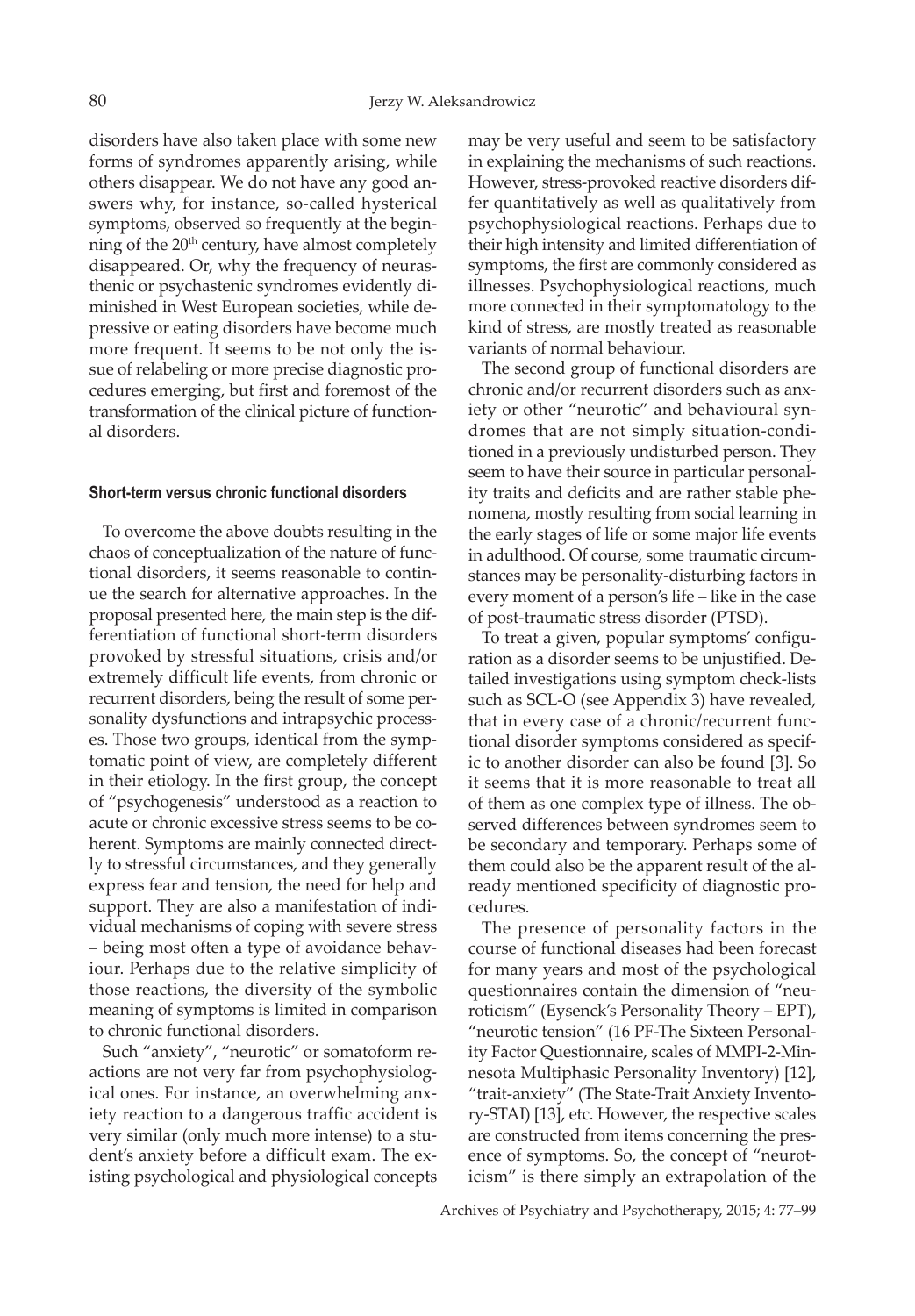disorders have also taken place with some new forms of syndromes apparently arising, while others disappear. We do not have any good answers why, for instance, so-called hysterical symptoms, observed so frequently at the beginning of the 20th century, have almost completely disappeared. Or, why the frequency of neurasthenic or psychastenic syndromes evidently diminished in West European societies, while depressive or eating disorders have become much more frequent. It seems to be not only the issue of relabeling or more precise diagnostic procedures emerging, but first and foremost of the transformation of the clinical picture of functional disorders.

#### Short-term versus chronic functional disorders

To overcome the above doubts resulting in the chaos of conceptualization of the nature of functional disorders, it seems reasonable to continue the search for alternative approaches. In the proposal presented here, the main step is the differentiation of functional short-term disorders provoked by stressful situations, crisis and/or extremely difficult life events, from chronic or recurrent disorders, being the result of some personality dysfunctions and intrapsychic processes. Those two groups, identical from the symptomatic point of view, are completely different in their etiology. In the first group, the concept of "psychogenesis" understood as a reaction to acute or chronic excessive stress seems to be coherent. Symptoms are mainly connected directly to stressful circumstances, and they generally express fear and tension, the need for help and support. They are also a manifestation of individual mechanisms of coping with severe stress – being most often a type of avoidance behaviour. Perhaps due to the relative simplicity of those reactions, the diversity of the symbolic meaning of symptoms is limited in comparison to chronic functional disorders.

Such "anxiety", "neurotic" or somatoform reactions are not very far from psychophysiological ones. For instance, an overwhelming anxiety reaction to a dangerous traffic accident is very similar (only much more intense) to a student's anxiety before a difficult exam. The existing psychological and physiological concepts may be very useful and seem to be satisfactory in explaining the mechanisms of such reactions. However, stress-provoked reactive disorders differ quantitatively as well as qualitatively from psychophysiological reactions. Perhaps due to their high intensity and limited differentiation of symptoms, the first are commonly considered as illnesses. Psychophysiological reactions, much more connected in their symptomatology to the kind of stress, are mostly treated as reasonable variants of normal behaviour.

The second group of functional disorders are chronic and/or recurrent disorders such as anxiety or other "neurotic" and behavioural syndromes that are not simply situation-conditioned in a previously undisturbed person. They seem to have their source in particular personality traits and deficits and are rather stable phenomena, mostly resulting from social learning in the early stages of life or some major life events in adulthood. Of course, some traumatic circumstances may be personality-disturbing factors in every moment of a person's life – like in the case of post-traumatic stress disorder (PTSD).

To treat a given, popular symptoms' configuration as a disorder seems to be unjustified. Detailed investigations using symptom check-lists such as SCL-O (see Appendix 3) have revealed, that in every case of a chronic/recurrent functional disorder symptoms considered as specific to another disorder can also be found [3]. So it seems that it is more reasonable to treat all of them as one complex type of illness. The observed differences between syndromes seem to be secondary and temporary. Perhaps some of them could also be the apparent result of the already mentioned specificity of diagnostic procedures.

The presence of personality factors in the course of functional diseases had been forecast for many years and most of the psychological questionnaires contain the dimension of "neuroticism" (Eysenck's Personality Theory – EPT), "neurotic tension" (16 PF-The Sixteen Personality Factor Questionnaire, scales of MMPI-2-Minnesota Multiphasic Personality Inventory) [12], "trait-anxiety" (The State-Trait Anxiety Inventory-STAI) [13], etc. However, the respective scales are constructed from items concerning the presence of symptoms. So, the concept of "neuroticism" is there simply an extrapolation of the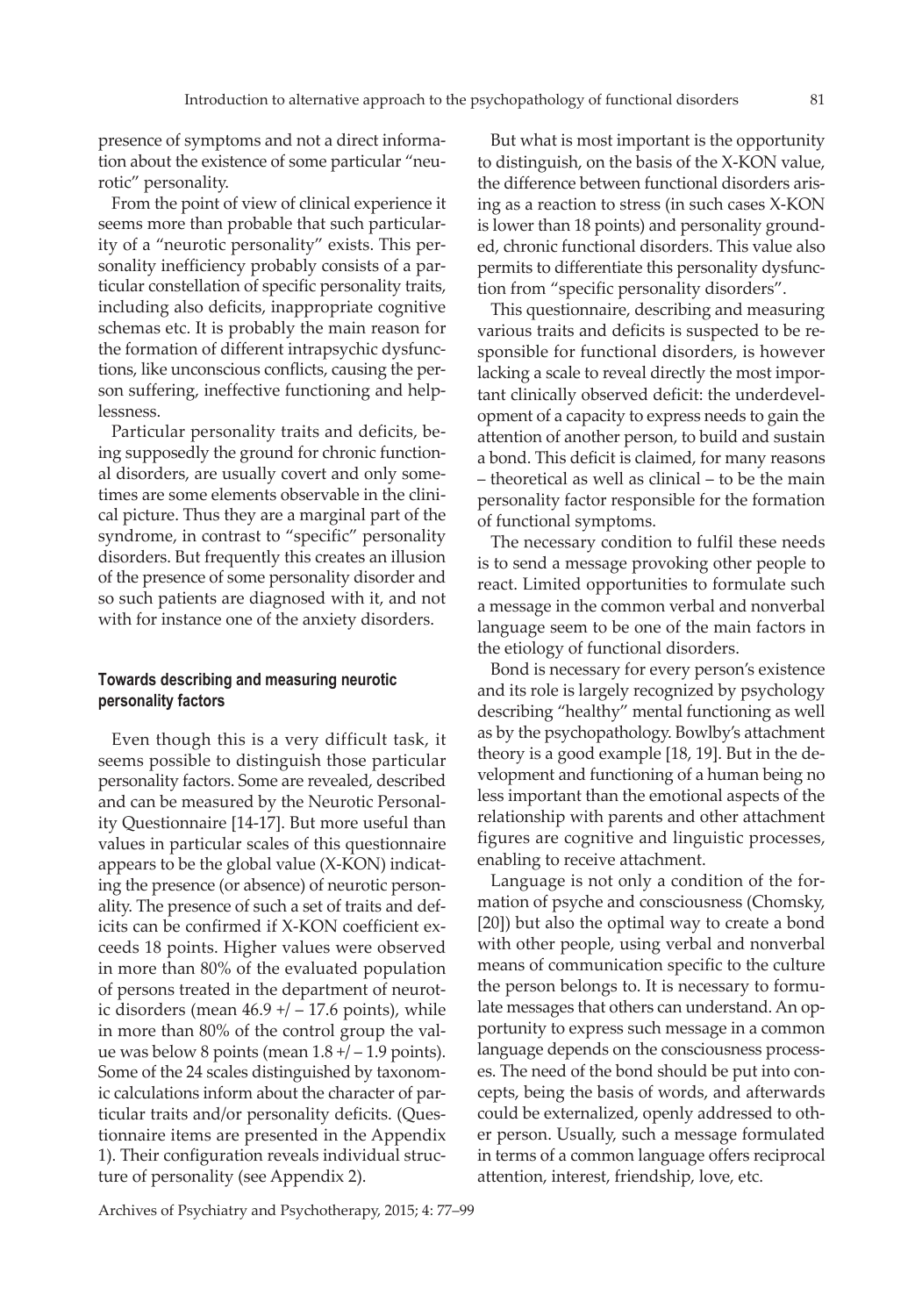presence of symptoms and not a direct information about the existence of some particular "neurotic" personality.

From the point of view of clinical experience it seems more than probable that such particularity of a "neurotic personality" exists. This personality inefficiency probably consists of a particular constellation of specific personality traits, including also deficits, inappropriate cognitive schemas etc. It is probably the main reason for the formation of different intrapsychic dysfunctions, like unconscious conflicts, causing the person suffering, ineffective functioning and helplessness.

Particular personality traits and deficits, being supposedly the ground for chronic functional disorders, are usually covert and only sometimes are some elements observable in the clinical picture. Thus they are a marginal part of the syndrome, in contrast to "specific" personality disorders. But frequently this creates an illusion of the presence of some personality disorder and so such patients are diagnosed with it, and not with for instance one of the anxiety disorders.

### Towards describing and measuring neurotic personality factors

Even though this is a very difficult task, it seems possible to distinguish those particular personality factors. Some are revealed, described and can be measured by the Neurotic Personality Questionnaire [14-17]. But more useful than values in particular scales of this questionnaire appears to be the global value (X-KON) indicating the presence (or absence) of neurotic personality. The presence of such a set of traits and deficits can be confirmed if X-KON coefficient exceeds 18 points. Higher values were observed in more than 80% of the evaluated population of persons treated in the department of neurotic disorders (mean 46.9 +/ – 17.6 points), while in more than 80% of the control group the value was below 8 points (mean 1.8 +/ – 1.9 points). Some of the 24 scales distinguished by taxonomic calculations inform about the character of particular traits and/or personality deficits. (Questionnaire items are presented in the Appendix 1). Their configuration reveals individual structure of personality (see Appendix 2).

But what is most important is the opportunity to distinguish, on the basis of the X-KON value, the difference between functional disorders arising as a reaction to stress (in such cases X-KON is lower than 18 points) and personality grounded, chronic functional disorders. This value also permits to differentiate this personality dysfunction from "specific personality disorders".

This questionnaire, describing and measuring various traits and deficits is suspected to be responsible for functional disorders, is however lacking a scale to reveal directly the most important clinically observed deficit: the underdevelopment of a capacity to express needs to gain the attention of another person, to build and sustain a bond. This deficit is claimed, for many reasons – theoretical as well as clinical – to be the main personality factor responsible for the formation of functional symptoms.

The necessary condition to fulfil these needs is to send a message provoking other people to react. Limited opportunities to formulate such a message in the common verbal and nonverbal language seem to be one of the main factors in the etiology of functional disorders.

Bond is necessary for every person's existence and its role is largely recognized by psychology describing "healthy" mental functioning as well as by the psychopathology. Bowlby's attachment theory is a good example [18, 19]. But in the development and functioning of a human being no less important than the emotional aspects of the relationship with parents and other attachment figures are cognitive and linguistic processes, enabling to receive attachment.

Language is not only a condition of the formation of psyche and consciousness (Chomsky, [20]) but also the optimal way to create a bond with other people, using verbal and nonverbal means of communication specific to the culture the person belongs to. It is necessary to formulate messages that others can understand. An opportunity to express such message in a common language depends on the consciousness processes. The need of the bond should be put into concepts, being the basis of words, and afterwards could be externalized, openly addressed to other person. Usually, such a message formulated in terms of a common language offers reciprocal attention, interest, friendship, love, etc.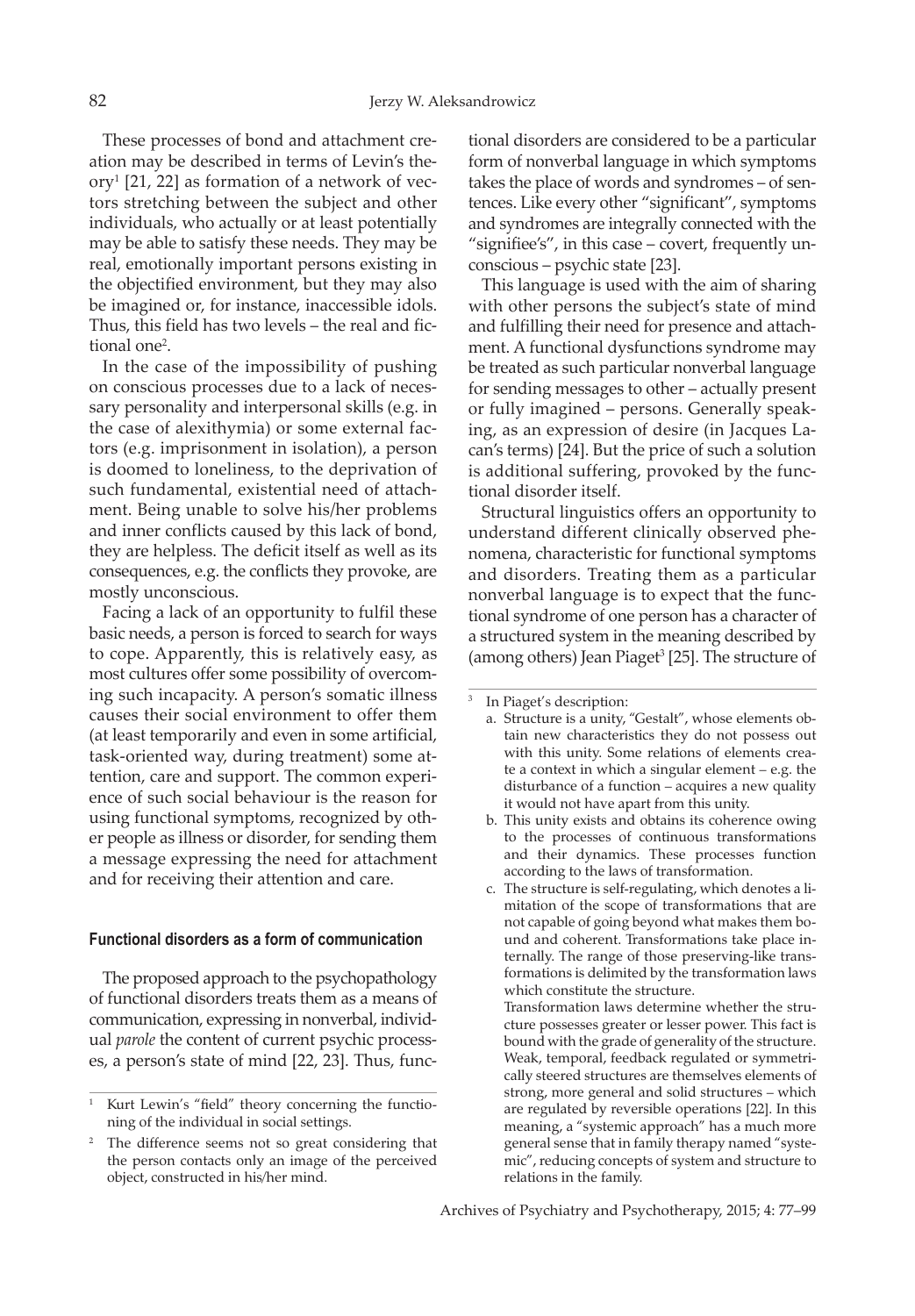These processes of bond and attachment creation may be described in terms of Levin's theory[1] [21, 22] as formation of a network of vectors stretching between the subject and other individuals, who actually or at least potentially may be able to satisfy these needs. They may be real, emotionally important persons existing in the objectified environment, but they may also be imagined or, for instance, inaccessible idols. Thus, this field has two levels – the real and fictional one[2].

In the case of the impossibility of pushing on conscious processes due to a lack of necessary personality and interpersonal skills (e.g. in the case of alexithymia) or some external factors (e.g. imprisonment in isolation), a person is doomed to loneliness, to the deprivation of such fundamental, existential need of attachment. Being unable to solve his/her problems and inner conflicts caused by this lack of bond, they are helpless. The deficit itself as well as its consequences, e.g. the conflicts they provoke, are mostly unconscious.

Facing a lack of an opportunity to fulfil these basic needs, a person is forced to search for ways to cope. Apparently, this is relatively easy, as most cultures offer some possibility of overcoming such incapacity. A person's somatic illness causes their social environment to offer them (at least temporarily and even in some artificial, task-oriented way, during treatment) some attention, care and support. The common experience of such social behaviour is the reason for using functional symptoms, recognized by other people as illness or disorder, for sending them a message expressing the need for attachment and for receiving their attention and care.

#### Functional disorders as a form of communication

The proposed approach to the psychopathology of functional disorders treats them as a means of communication, expressing in nonverbal, individual *parole* the content of current psychic processes, a person's state of mind [22, 23]. Thus, functional disorders are considered to be a particular form of nonverbal language in which symptoms takes the place of words and syndromes – of sentences. Like every other "significant", symptoms and syndromes are integrally connected with the "signifiee's", in this case – covert, frequently unconscious – psychic state [23].

This language is used with the aim of sharing with other persons the subject's state of mind and fulfilling their need for presence and attachment. A functional dysfunctions syndrome may be treated as such particular nonverbal language for sending messages to other – actually present or fully imagined – persons. Generally speaking, as an expression of desire (in Jacques Lacan's terms) [24]. But the price of such a solution is additional suffering, provoked by the functional disorder itself.

Structural linguistics offers an opportunity to understand different clinically observed phenomena, characteristic for functional symptoms and disorders. Treating them as a particular nonverbal language is to expect that the functional syndrome of one person has a character of a structured system in the meaning described by (among others) Jean Piaget[3] [25]. The structure of

---

[1] Kurt Lewin's "field" theory concerning the functioning of the individual in social settings.

[2] The difference seems not so great considering that the person contacts only an image of the perceived object, constructed in his/her mind.

[3] In Piaget's description:

a. Structure is a unity, "Gestalt", whose elements obtain new characteristics they do not possess out with this unity. Some relations of elements create a context in which a singular element – e.g. the disturbance of a function – acquires a new quality it would not have apart from this unity.

b. This unity exists and obtains its coherence owing to the processes of continuous transformations and their dynamics. These processes function according to the laws of transformation.

c. The structure is self-regulating, which denotes a limitation of the scope of transformations that are not capable of going beyond what makes them bound and coherent. Transformations take place internally. The range of those preserving-like transformations is delimited by the transformation laws which constitute the structure.

Transformation laws determine whether the structure possesses greater or lesser power. This fact is bound with the grade of generality of the structure. Weak, temporal, feedback regulated or symmetrically steered structures are themselves elements of strong, more general and solid structures – which are regulated by reversible operations [22]. In this meaning, a "systemic approach" has a much more general sense that in family therapy named "systemic", reducing concepts of system and structure to relations in the family.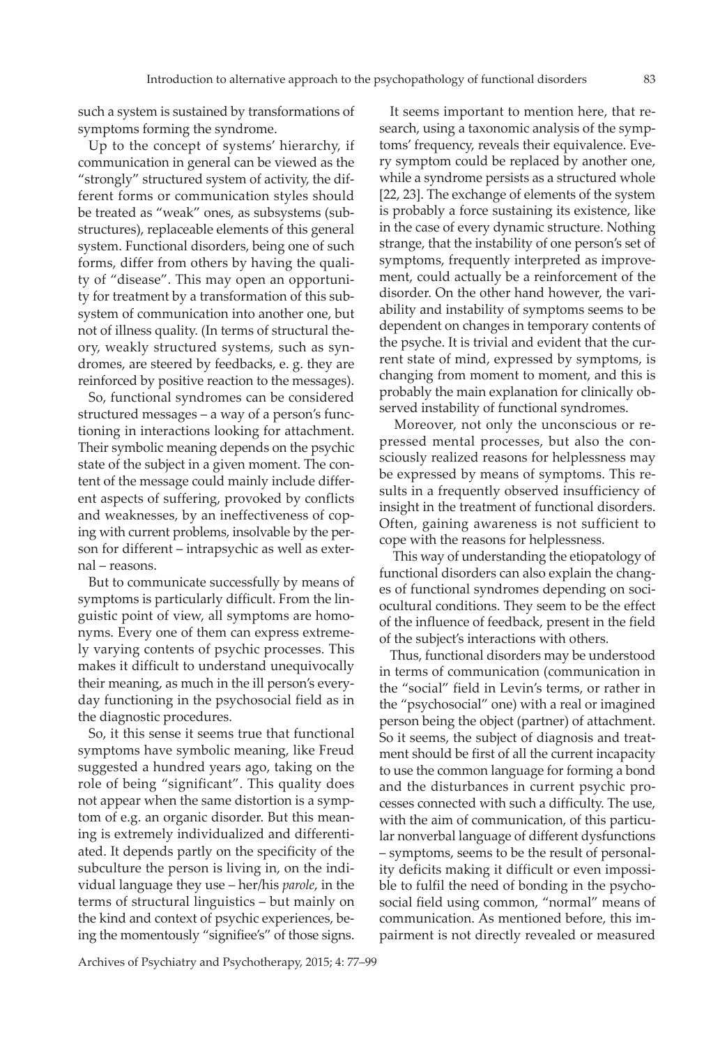such a system is sustained by transformations of symptoms forming the syndrome.

Up to the concept of systems' hierarchy, if communication in general can be viewed as the "strongly" structured system of activity, the different forms or communication styles should be treated as "weak" ones, as subsystems (substructures), replaceable elements of this general system. Functional disorders, being one of such forms, differ from others by having the quality of "disease". This may open an opportunity for treatment by a transformation of this subsystem of communication into another one, but not of illness quality. (In terms of structural theory, weakly structured systems, such as syndromes, are steered by feedbacks, e. g. they are reinforced by positive reaction to the messages).

So, functional syndromes can be considered structured messages – a way of a person's functioning in interactions looking for attachment. Their symbolic meaning depends on the psychic state of the subject in a given moment. The content of the message could mainly include different aspects of suffering, provoked by conflicts and weaknesses, by an ineffectiveness of coping with current problems, insolvable by the person for different – intrapsychic as well as external – reasons.

But to communicate successfully by means of symptoms is particularly difficult. From the linguistic point of view, all symptoms are homonyms. Every one of them can express extremely varying contents of psychic processes. This makes it difficult to understand unequivocally their meaning, as much in the ill person's everyday functioning in the psychosocial field as in the diagnostic procedures.

So, it this sense it seems true that functional symptoms have symbolic meaning, like Freud suggested a hundred years ago, taking on the role of being "significant". This quality does not appear when the same distortion is a symptom of e.g. an organic disorder. But this meaning is extremely individualized and differentiated. It depends partly on the specificity of the subculture the person is living in, on the individual language they use – her/his *parole*, in the terms of structural linguistics – but mainly on the kind and context of psychic experiences, being the momentously "signifiee's" of those signs.

It seems important to mention here, that research, using a taxonomic analysis of the symptoms' frequency, reveals their equivalence. Every symptom could be replaced by another one, while a syndrome persists as a structured whole [22, 23]. The exchange of elements of the system is probably a force sustaining its existence, like in the case of every dynamic structure. Nothing strange, that the instability of one person's set of symptoms, frequently interpreted as improvement, could actually be a reinforcement of the disorder. On the other hand however, the variability and instability of symptoms seems to be dependent on changes in temporary contents of the psyche. It is trivial and evident that the current state of mind, expressed by symptoms, is changing from moment to moment, and this is probably the main explanation for clinically observed instability of functional syndromes.

Moreover, not only the unconscious or repressed mental processes, but also the consciously realized reasons for helplessness may be expressed by means of symptoms. This results in a frequently observed insufficiency of insight in the treatment of functional disorders. Often, gaining awareness is not sufficient to cope with the reasons for helplessness.

This way of understanding the etiopatology of functional disorders can also explain the changes of functional syndromes depending on sociocultural conditions. They seem to be the effect of the influence of feedback, present in the field of the subject's interactions with others.

Thus, functional disorders may be understood in terms of communication (communication in the "social" field in Levin's terms, or rather in the "psychosocial" one) with a real or imagined person being the object (partner) of attachment. So it seems, the subject of diagnosis and treatment should be first of all the current incapacity to use the common language for forming a bond and the disturbances in current psychic processes connected with such a difficulty. The use, with the aim of communication, of this particular nonverbal language of different dysfunctions – symptoms, seems to be the result of personality deficits making it difficult or even impossible to fulfil the need of bonding in the psychosocial field using common, "normal" means of communication. As mentioned before, this impairment is not directly revealed or measured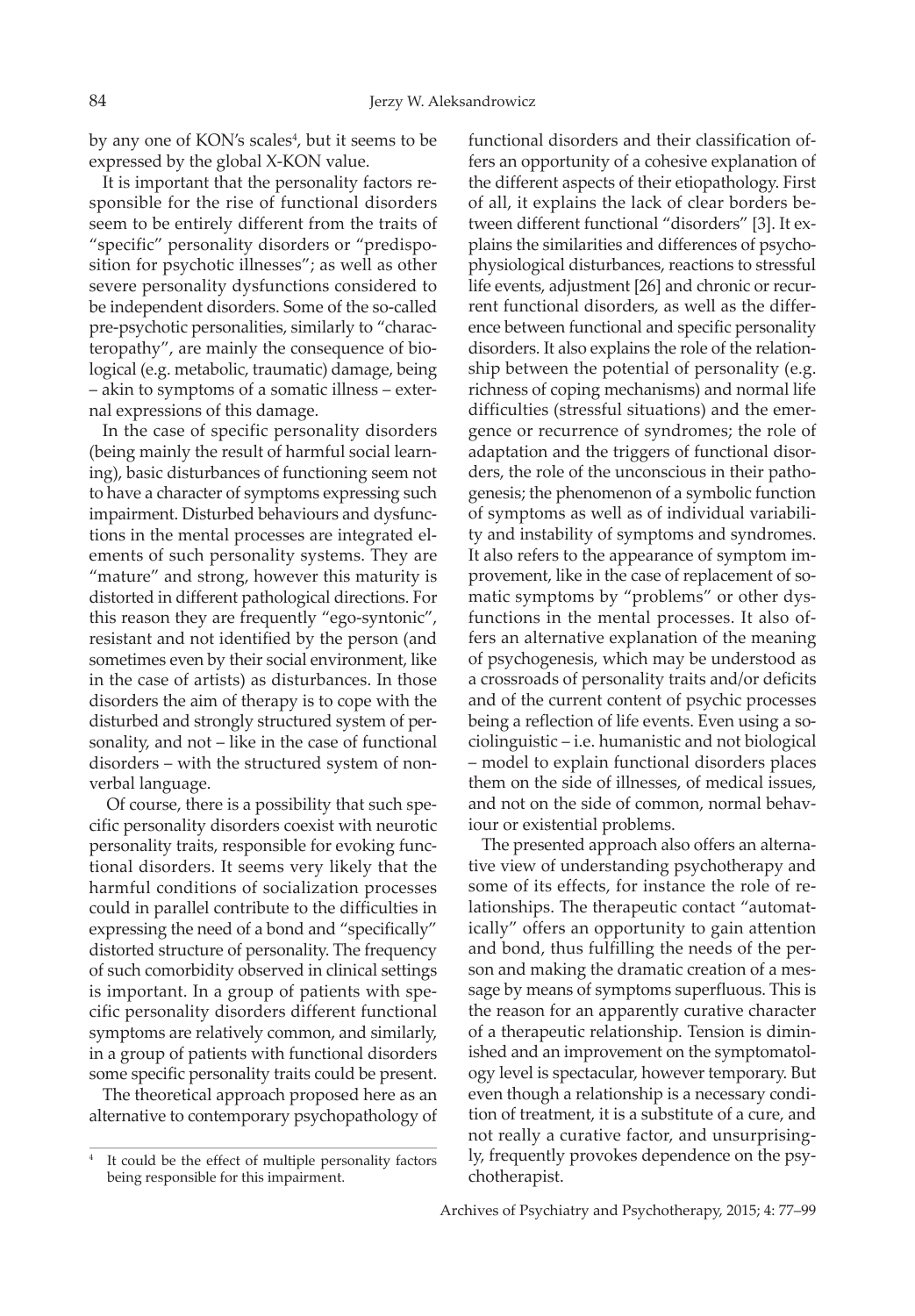by any one of KON's scales[4], but it seems to be expressed by the global X-KON value.

It is important that the personality factors responsible for the rise of functional disorders seem to be entirely different from the traits of "specific" personality disorders or "predisposition for psychotic illnesses"; as well as other severe personality dysfunctions considered to be independent disorders. Some of the so-called pre-psychotic personalities, similarly to "characteropathy", are mainly the consequence of biological (e.g. metabolic, traumatic) damage, being – akin to symptoms of a somatic illness – external expressions of this damage.

In the case of specific personality disorders (being mainly the result of harmful social learning), basic disturbances of functioning seem not to have a character of symptoms expressing such impairment. Disturbed behaviours and dysfunctions in the mental processes are integrated elements of such personality systems. They are "mature" and strong, however this maturity is distorted in different pathological directions. For this reason they are frequently "ego-syntonic", resistant and not identified by the person (and sometimes even by their social environment, like in the case of artists) as disturbances. In those disorders the aim of therapy is to cope with the disturbed and strongly structured system of personality, and not – like in the case of functional disorders – with the structured system of nonverbal language.

Of course, there is a possibility that such specific personality disorders coexist with neurotic personality traits, responsible for evoking functional disorders. It seems very likely that the harmful conditions of socialization processes could in parallel contribute to the difficulties in expressing the need of a bond and "specifically" distorted structure of personality. The frequency of such comorbidity observed in clinical settings is important. In a group of patients with specific personality disorders different functional symptoms are relatively common, and similarly, in a group of patients with functional disorders some specific personality traits could be present.

The theoretical approach proposed here as an alternative to contemporary psychopathology of functional disorders and their classification offers an opportunity of a cohesive explanation of the different aspects of their etiopathology. First of all, it explains the lack of clear borders between different functional "disorders" [3]. It explains the similarities and differences of psychophysiological disturbances, reactions to stressful life events, adjustment [26] and chronic or recurrent functional disorders, as well as the difference between functional and specific personality disorders. It also explains the role of the relationship between the potential of personality (e.g. richness of coping mechanisms) and normal life difficulties (stressful situations) and the emergence or recurrence of syndromes; the role of adaptation and the triggers of functional disorders, the role of the unconscious in their pathogenesis; the phenomenon of a symbolic function of symptoms as well as of individual variability and instability of symptoms and syndromes. It also refers to the appearance of symptom improvement, like in the case of replacement of somatic symptoms by "problems" or other dysfunctions in the mental processes. It also offers an alternative explanation of the meaning of psychogenesis, which may be understood as a crossroads of personality traits and/or deficits and of the current content of psychic processes being a reflection of life events. Even using a sociolinguistic – i.e. humanistic and not biological – model to explain functional disorders places them on the side of illnesses, of medical issues, and not on the side of common, normal behaviour or existential problems.

The presented approach also offers an alternative view of understanding psychotherapy and some of its effects, for instance the role of relationships. The therapeutic contact "automatically" offers an opportunity to gain attention and bond, thus fulfilling the needs of the person and making the dramatic creation of a message by means of symptoms superfluous. This is the reason for an apparently curative character of a therapeutic relationship. Tension is diminished and an improvement on the symptomatology level is spectacular, however temporary. But even though a relationship is a necessary condition of treatment, it is a substitute of a cure, and not really a curative factor, and unsurprisingly, frequently provokes dependence on the psychotherapist.

[4] It could be the effect of multiple personality factors being responsible for this impairment.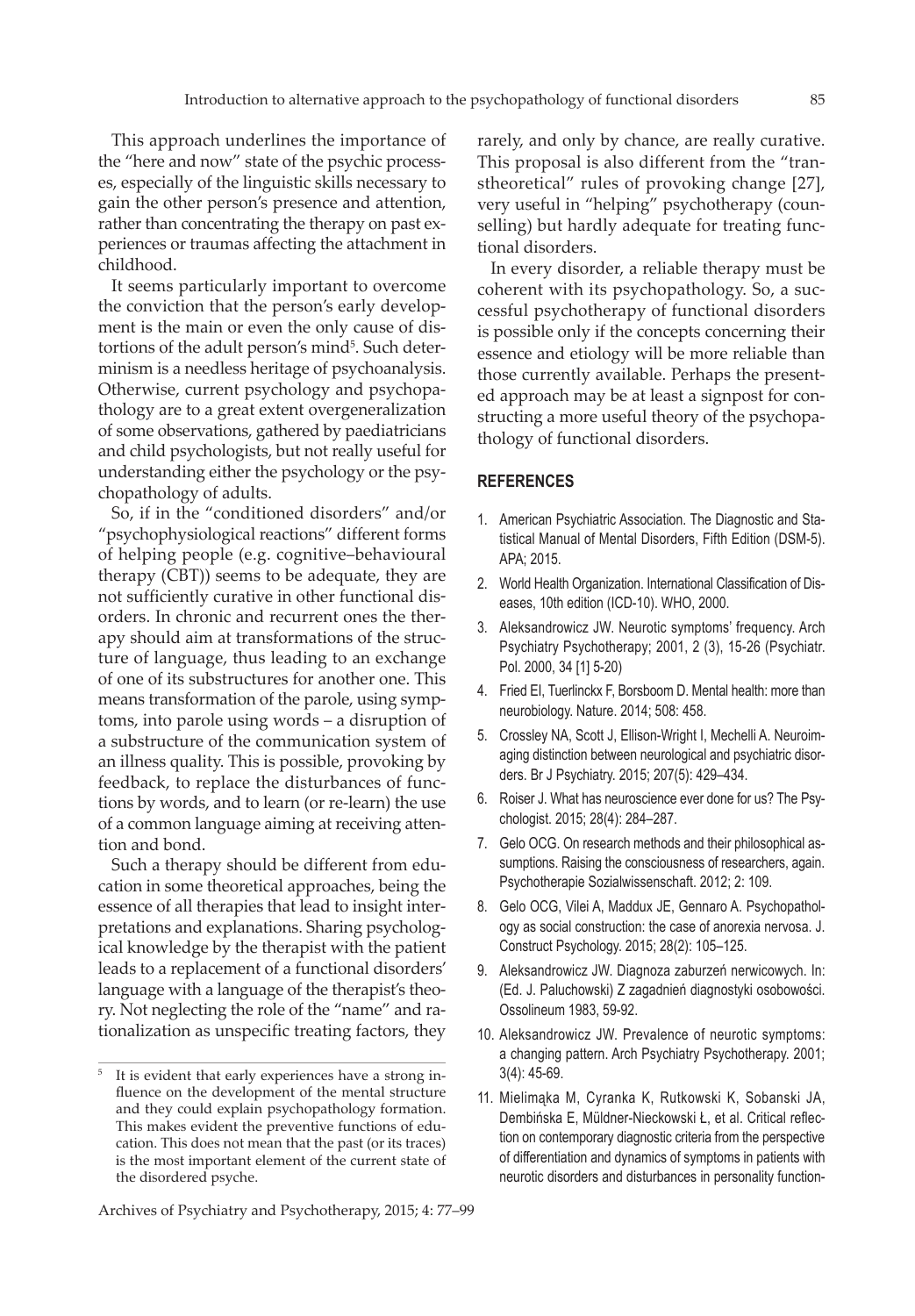This approach underlines the importance of the "here and now" state of the psychic processes, especially of the linguistic skills necessary to gain the other person's presence and attention, rather than concentrating the therapy on past experiences or traumas affecting the attachment in childhood.

It seems particularly important to overcome the conviction that the person's early development is the main or even the only cause of distortions of the adult person's mind[5]. Such determinism is a needless heritage of psychoanalysis. Otherwise, current psychology and psychopathology are to a great extent overgeneralization of some observations, gathered by paediatricians and child psychologists, but not really useful for understanding either the psychology or the psychopathology of adults.

So, if in the "conditioned disorders" and/or "psychophysiological reactions" different forms of helping people (e.g. cognitive–behavioural therapy (CBT)) seems to be adequate, they are not sufficiently curative in other functional disorders. In chronic and recurrent ones the therapy should aim at transformations of the structure of language, thus leading to an exchange of one of its substructures for another one. This means transformation of the parole, using symptoms, into parole using words – a disruption of a substructure of the communication system of an illness quality. This is possible, provoking by feedback, to replace the disturbances of functions by words, and to learn (or re-learn) the use of a common language aiming at receiving attention and bond.

Such a therapy should be different from education in some theoretical approaches, being the essence of all therapies that lead to insight interpretations and explanations. Sharing psychological knowledge by the therapist with the patient leads to a replacement of a functional disorders' language with a language of the therapist's theory. Not neglecting the role of the "name" and rationalization as unspecific treating factors, they rarely, and only by chance, are really curative. This proposal is also different from the "transtheoretical" rules of provoking change [27], very useful in "helping" psychotherapy (counselling) but hardly adequate for treating functional disorders.

In every disorder, a reliable therapy must be coherent with its psychopathology. So, a successful psychotherapy of functional disorders is possible only if the concepts concerning their essence and etiology will be more reliable than those currently available. Perhaps the presented approach may be at least a signpost for constructing a more useful theory of the psychopathology of functional disorders.

[5] It is evident that early experiences have a strong influence on the development of the mental structure and they could explain psychopathology formation. This makes evident the preventive functions of education. This does not mean that the past (or its traces) is the most important element of the current state of the disordered psyche.

## REFERENCES

1. American Psychiatric Association. The Diagnostic and Statistical Manual of Mental Disorders, Fifth Edition (DSM-5). APA; 2015.
2. World Health Organization. International Classification of Diseases, 10th edition (ICD-10). WHO, 2000.
3. Aleksandrowicz JW. Neurotic symptoms' frequency. Arch Psychiatry Psychotherapy; 2001, 2 (3), 15-26 (Psychiatr. Pol. 2000, 34 [1] 5-20)
4. Fried EI, Tuerlinckx F, Borsboom D. Mental health: more than neurobiology. Nature. 2014; 508: 458.
5. Crossley NA, Scott J, Ellison-Wright I, Mechelli A. Neuroimaging distinction between neurological and psychiatric disorders. Br J Psychiatry. 2015; 207(5): 429–434.
6. Roiser J. What has neuroscience ever done for us? The Psychologist. 2015; 28(4): 284–287.
7. Gelo OCG. On research methods and their philosophical assumptions. Raising the consciousness of researchers, again. Psychotherapie Sozialwissenschaft. 2012; 2: 109.
8. Gelo OCG, Vilei A, Maddux JE, Gennaro A. Psychopathology as social construction: the case of anorexia nervosa. J. Construct Psychology. 2015; 28(2): 105–125.
9. Aleksandrowicz JW. Diagnoza zaburzeń nerwicowych. In: (Ed. J. Paluchowski) Z zagadnień diagnostyki osobowości. Ossolineum 1983, 59-92.
10. Aleksandrowicz JW. Prevalence of neurotic symptoms: a changing pattern. Arch Psychiatry Psychotherapy. 2001; 3(4): 45-69.
11. Mielimąka M, Cyranka K, Rutkowski K, Sobanski JA, Dembińska E, Müldner-Nieckowski Ł, et al. Critical reflection on contemporary diagnostic criteria from the perspective of differentiation and dynamics of symptoms in patients with neurotic disorders and disturbances in personality function-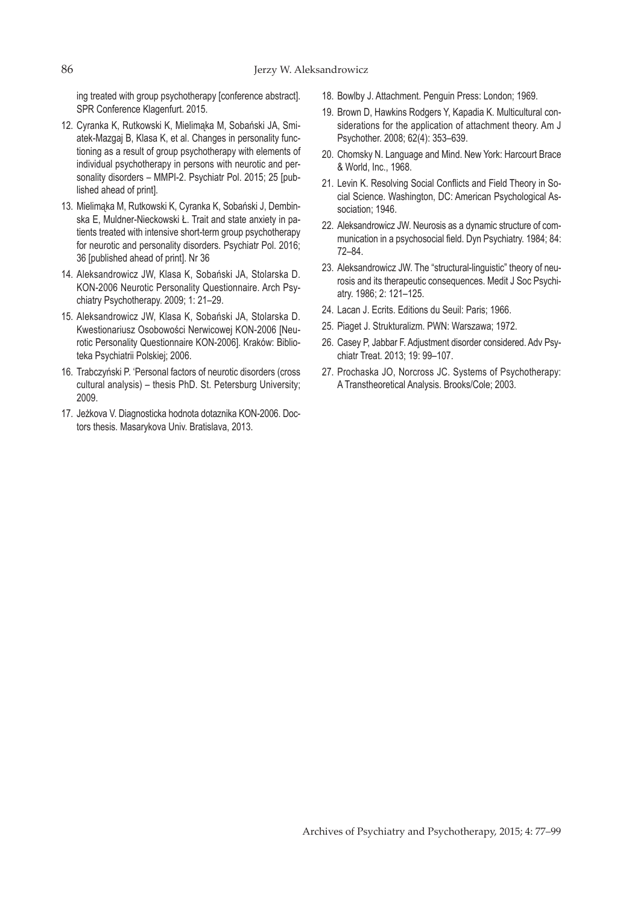ing treated with group psychotherapy [conference abstract]. SPR Conference Klagenfurt. 2015.

12. Cyranka K, Rutkowski K, Mielimąka M, Sobański JA, Smiatek-Mazgaj B, Klasa K, et al. Changes in personality functioning as a result of group psychotherapy with elements of individual psychotherapy in persons with neurotic and personality disorders – MMPI-2. Psychiatr Pol. 2015; 25 [published ahead of print].
13. Mielimąka M, Rutkowski K, Cyranka K, Sobański J, Dembinska E, Muldner-Nieckowski Ł. Trait and state anxiety in patients treated with intensive short-term group psychotherapy for neurotic and personality disorders. Psychiatr Pol. 2016; 36 [published ahead of print]. Nr 36
14. Aleksandrowicz JW, Klasa K, Sobański JA, Stolarska D. KON-2006 Neurotic Personality Questionnaire. Arch Psychiatry Psychotherapy. 2009; 1: 21–29.
15. Aleksandrowicz JW, Klasa K, Sobański JA, Stolarska D. Kwestionariusz Osobowości Nerwicowej KON-2006 [Neurotic Personality Questionnaire KON-2006]. Kraków: Biblioteka Psychiatrii Polskiej; 2006.
16. Trabczyński P. 'Personal factors of neurotic disorders (cross cultural analysis) – thesis PhD. St. Petersburg University; 2009.
17. Jeżkova V. Diagnosticka hodnota dotaznika KON-2006. Doctors thesis. Masarykova Univ. Bratislava, 2013.
18. Bowlby J. Attachment. Penguin Press: London; 1969.
19. Brown D, Hawkins Rodgers Y, Kapadia K. Multicultural considerations for the application of attachment theory. Am J Psychother. 2008; 62(4): 353–639.
20. Chomsky N. Language and Mind. New York: Harcourt Brace & World, Inc., 1968.
21. Levin K. Resolving Social Conflicts and Field Theory in Social Science. Washington, DC: American Psychological Association; 1946.
22. Aleksandrowicz JW. Neurosis as a dynamic structure of communication in a psychosocial field. Dyn Psychiatry. 1984; 84: 72–84.
23. Aleksandrowicz JW. The "structural-linguistic" theory of neurosis and its therapeutic consequences. Medit J Soc Psychiatry. 1986; 2: 121–125.
24. Lacan J. Ecrits. Editions du Seuil: Paris; 1966.
25. Piaget J. Strukturalizm. PWN: Warszawa; 1972.
26. Casey P, Jabbar F. Adjustment disorder considered. Adv Psychiatr Treat. 2013; 19: 99–107.
27. Prochaska JO, Norcross JC. Systems of Psychotherapy: A Transtheoretical Analysis. Brooks/Cole; 2003.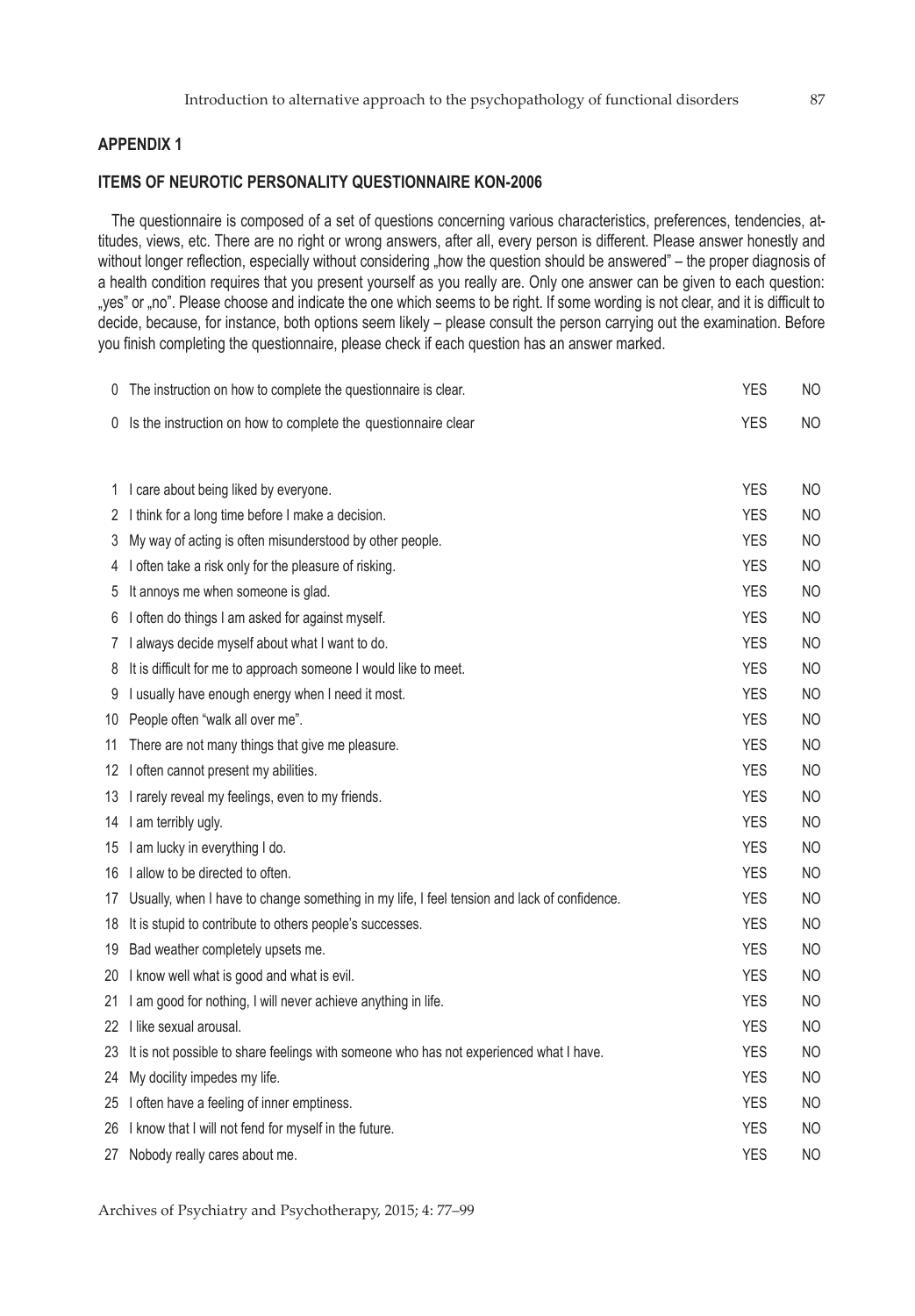## APPENDIX 1

### ITEMS OF NEUROTIC PERSONALITY QUESTIONNAIRE KON-2006

The questionnaire is composed of a set of questions concerning various characteristics, preferences, tendencies, attitudes, views, etc. There are no right or wrong answers, after all, every person is different. Please answer honestly and without longer reflection, especially without considering „how the question should be answered" – the proper diagnosis of a health condition requires that you present yourself as you really are. Only one answer can be given to each question: „yes" or „no". Please choose and indicate the one which seems to be right. If some wording is not clear, and it is difficult to decide, because, for instance, both options seem likely – please consult the person carrying out the examination. Before you finish completing the questionnaire, please check if each question has an answer marked.

| | | | |
|---|---|---|---|
| 0 | The instruction on how to complete the questionnaire is clear. | YES | NO |
| 0 | Is the instruction on how to complete the questionnaire clear | YES | NO |
| | | | |
| 1 | I care about being liked by everyone. | YES | NO |
| 2 | I think for a long time before I make a decision. | YES | NO |
| 3 | My way of acting is often misunderstood by other people. | YES | NO |
| 4 | I often take a risk only for the pleasure of risking. | YES | NO |
| 5 | It annoys me when someone is glad. | YES | NO |
| 6 | I often do things I am asked for against myself. | YES | NO |
| 7 | I always decide myself about what I want to do. | YES | NO |
| 8 | It is difficult for me to approach someone I would like to meet. | YES | NO |
| 9 | I usually have enough energy when I need it most. | YES | NO |
| 10 | People often "walk all over me". | YES | NO |
| 11 | There are not many things that give me pleasure. | YES | NO |
| 12 | I often cannot present my abilities. | YES | NO |
| 13 | I rarely reveal my feelings, even to my friends. | YES | NO |
| 14 | I am terribly ugly. | YES | NO |
| 15 | I am lucky in everything I do. | YES | NO |
| 16 | I allow to be directed to often. | YES | NO |
| 17 | Usually, when I have to change something in my life, I feel tension and lack of confidence. | YES | NO |
| 18 | It is stupid to contribute to others people's successes. | YES | NO |
| 19 | Bad weather completely upsets me. | YES | NO |
| 20 | I know well what is good and what is evil. | YES | NO |
| 21 | I am good for nothing, I will never achieve anything in life. | YES | NO |
| 22 | I like sexual arousal. | YES | NO |
| 23 | It is not possible to share feelings with someone who has not experienced what I have. | YES | NO |
| 24 | My docility impedes my life. | YES | NO |
| 25 | I often have a feeling of inner emptiness. | YES | NO |
| 26 | I know that I will not fend for myself in the future. | YES | NO |
| 27 | Nobody really cares about me. | YES | NO |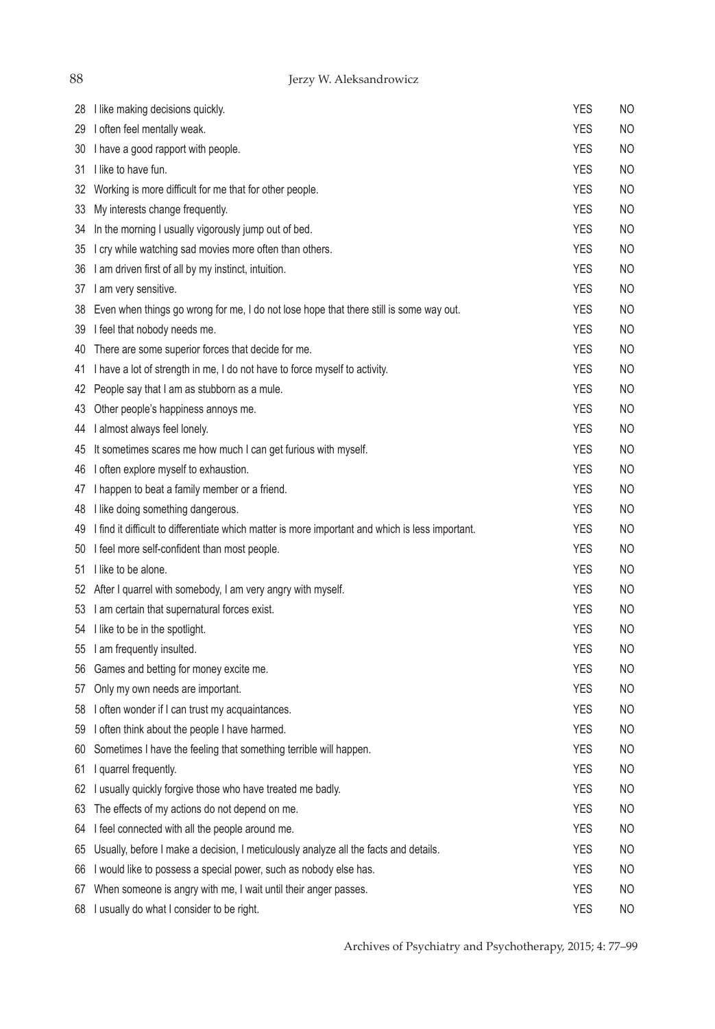| | | | |
|---|---|---|---|
| 28 | I like making decisions quickly. | YES | NO |
| 29 | I often feel mentally weak. | YES | NO |
| 30 | I have a good rapport with people. | YES | NO |
| 31 | I like to have fun. | YES | NO |
| 32 | Working is more difficult for me that for other people. | YES | NO |
| 33 | My interests change frequently. | YES | NO |
| 34 | In the morning I usually vigorously jump out of bed. | YES | NO |
| 35 | I cry while watching sad movies more often than others. | YES | NO |
| 36 | I am driven first of all by my instinct, intuition. | YES | NO |
| 37 | I am very sensitive. | YES | NO |
| 38 | Even when things go wrong for me, I do not lose hope that there still is some way out. | YES | NO |
| 39 | I feel that nobody needs me. | YES | NO |
| 40 | There are some superior forces that decide for me. | YES | NO |
| 41 | I have a lot of strength in me, I do not have to force myself to activity. | YES | NO |
| 42 | People say that I am as stubborn as a mule. | YES | NO |
| 43 | Other people's happiness annoys me. | YES | NO |
| 44 | I almost always feel lonely. | YES | NO |
| 45 | It sometimes scares me how much I can get furious with myself. | YES | NO |
| 46 | I often explore myself to exhaustion. | YES | NO |
| 47 | I happen to beat a family member or a friend. | YES | NO |
| 48 | I like doing something dangerous. | YES | NO |
| 49 | I find it difficult to differentiate which matter is more important and which is less important. | YES | NO |
| 50 | I feel more self-confident than most people. | YES | NO |
| 51 | I like to be alone. | YES | NO |
| 52 | After I quarrel with somebody, I am very angry with myself. | YES | NO |
| 53 | I am certain that supernatural forces exist. | YES | NO |
| 54 | I like to be in the spotlight. | YES | NO |
| 55 | I am frequently insulted. | YES | NO |
| 56 | Games and betting for money excite me. | YES | NO |
| 57 | Only my own needs are important. | YES | NO |
| 58 | I often wonder if I can trust my acquaintances. | YES | NO |
| 59 | I often think about the people I have harmed. | YES | NO |
| 60 | Sometimes I have the feeling that something terrible will happen. | YES | NO |
| 61 | I quarrel frequently. | YES | NO |
| 62 | I usually quickly forgive those who have treated me badly. | YES | NO |
| 63 | The effects of my actions do not depend on me. | YES | NO |
| 64 | I feel connected with all the people around me. | YES | NO |
| 65 | Usually, before I make a decision, I meticulously analyze all the facts and details. | YES | NO |
| 66 | I would like to possess a special power, such as nobody else has. | YES | NO |
| 67 | When someone is angry with me, I wait until their anger passes. | YES | NO |
| 68 | I usually do what I consider to be right. | YES | NO |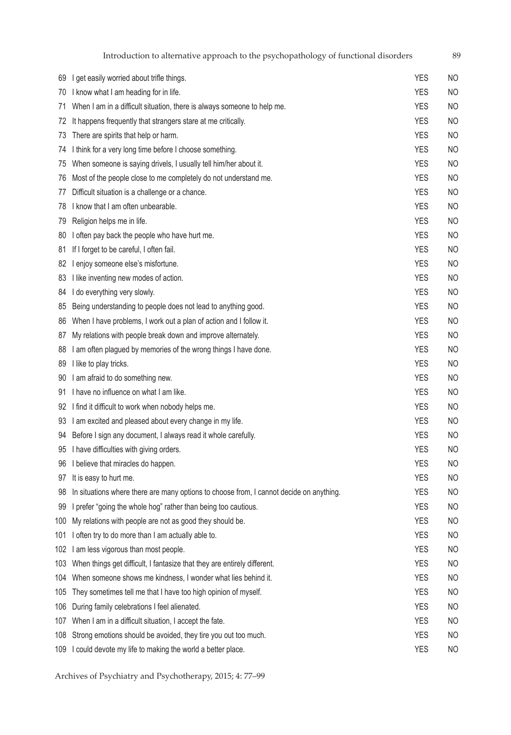| | | | |
|---|---|---|---|
| 69 | I get easily worried about trifle things. | YES | NO |
| 70 | I know what I am heading for in life. | YES | NO |
| 71 | When I am in a difficult situation, there is always someone to help me. | YES | NO |
| 72 | It happens frequently that strangers stare at me critically. | YES | NO |
| 73 | There are spirits that help or harm. | YES | NO |
| 74 | I think for a very long time before I choose something. | YES | NO |
| 75 | When someone is saying drivels, I usually tell him/her about it. | YES | NO |
| 76 | Most of the people close to me completely do not understand me. | YES | NO |
| 77 | Difficult situation is a challenge or a chance. | YES | NO |
| 78 | I know that I am often unbearable. | YES | NO |
| 79 | Religion helps me in life. | YES | NO |
| 80 | I often pay back the people who have hurt me. | YES | NO |
| 81 | If I forget to be careful, I often fail. | YES | NO |
| 82 | I enjoy someone else's misfortune. | YES | NO |
| 83 | I like inventing new modes of action. | YES | NO |
| 84 | I do everything very slowly. | YES | NO |
| 85 | Being understanding to people does not lead to anything good. | YES | NO |
| 86 | When I have problems, I work out a plan of action and I follow it. | YES | NO |
| 87 | My relations with people break down and improve alternately. | YES | NO |
| 88 | I am often plagued by memories of the wrong things I have done. | YES | NO |
| 89 | I like to play tricks. | YES | NO |
| 90 | I am afraid to do something new. | YES | NO |
| 91 | I have no influence on what I am like. | YES | NO |
| 92 | I find it difficult to work when nobody helps me. | YES | NO |
| 93 | I am excited and pleased about every change in my life. | YES | NO |
| 94 | Before I sign any document, I always read it whole carefully. | YES | NO |
| 95 | I have difficulties with giving orders. | YES | NO |
| 96 | I believe that miracles do happen. | YES | NO |
| 97 | It is easy to hurt me. | YES | NO |
| 98 | In situations where there are many options to choose from, I cannot decide on anything. | YES | NO |
| 99 | I prefer "going the whole hog" rather than being too cautious. | YES | NO |
| 100 | My relations with people are not as good they should be. | YES | NO |
| 101 | I often try to do more than I am actually able to. | YES | NO |
| 102 | I am less vigorous than most people. | YES | NO |
| 103 | When things get difficult, I fantasize that they are entirely different. | YES | NO |
| 104 | When someone shows me kindness, I wonder what lies behind it. | YES | NO |
| 105 | They sometimes tell me that I have too high opinion of myself. | YES | NO |
| 106 | During family celebrations I feel alienated. | YES | NO |
| 107 | When I am in a difficult situation, I accept the fate. | YES | NO |
| 108 | Strong emotions should be avoided, they tire you out too much. | YES | NO |
| 109 | I could devote my life to making the world a better place. | YES | NO |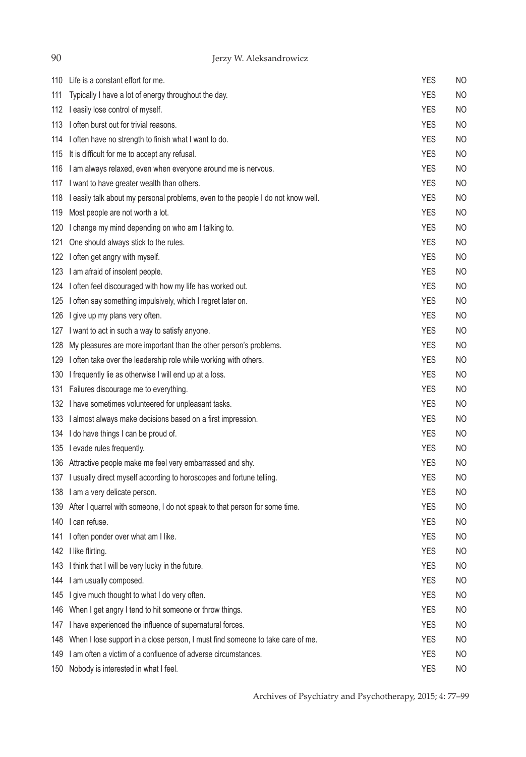| | | | |
|---|---|---|---|
| 110 | Life is a constant effort for me. | YES | NO |
| 111 | Typically I have a lot of energy throughout the day. | YES | NO |
| 112 | I easily lose control of myself. | YES | NO |
| 113 | I often burst out for trivial reasons. | YES | NO |
| 114 | I often have no strength to finish what I want to do. | YES | NO |
| 115 | It is difficult for me to accept any refusal. | YES | NO |
| 116 | I am always relaxed, even when everyone around me is nervous. | YES | NO |
| 117 | I want to have greater wealth than others. | YES | NO |
| 118 | I easily talk about my personal problems, even to the people I do not know well. | YES | NO |
| 119 | Most people are not worth a lot. | YES | NO |
| 120 | I change my mind depending on who am I talking to. | YES | NO |
| 121 | One should always stick to the rules. | YES | NO |
| 122 | I often get angry with myself. | YES | NO |
| 123 | I am afraid of insolent people. | YES | NO |
| 124 | I often feel discouraged with how my life has worked out. | YES | NO |
| 125 | I often say something impulsively, which I regret later on. | YES | NO |
| 126 | I give up my plans very often. | YES | NO |
| 127 | I want to act in such a way to satisfy anyone. | YES | NO |
| 128 | My pleasures are more important than the other person's problems. | YES | NO |
| 129 | I often take over the leadership role while working with others. | YES | NO |
| 130 | I frequently lie as otherwise I will end up at a loss. | YES | NO |
| 131 | Failures discourage me to everything. | YES | NO |
| 132 | I have sometimes volunteered for unpleasant tasks. | YES | NO |
| 133 | I almost always make decisions based on a first impression. | YES | NO |
| 134 | I do have things I can be proud of. | YES | NO |
| 135 | I evade rules frequently. | YES | NO |
| 136 | Attractive people make me feel very embarrassed and shy. | YES | NO |
| 137 | I usually direct myself according to horoscopes and fortune telling. | YES | NO |
| 138 | I am a very delicate person. | YES | NO |
| 139 | After I quarrel with someone, I do not speak to that person for some time. | YES | NO |
| 140 | I can refuse. | YES | NO |
| 141 | I often ponder over what am I like. | YES | NO |
| 142 | I like flirting. | YES | NO |
| 143 | I think that I will be very lucky in the future. | YES | NO |
| 144 | I am usually composed. | YES | NO |
| 145 | I give much thought to what I do very often. | YES | NO |
| 146 | When I get angry I tend to hit someone or throw things. | YES | NO |
| 147 | I have experienced the influence of supernatural forces. | YES | NO |
| 148 | When I lose support in a close person, I must find someone to take care of me. | YES | NO |
| 149 | I am often a victim of a confluence of adverse circumstances. | YES | NO |
| 150 | Nobody is interested in what I feel. | YES | NO |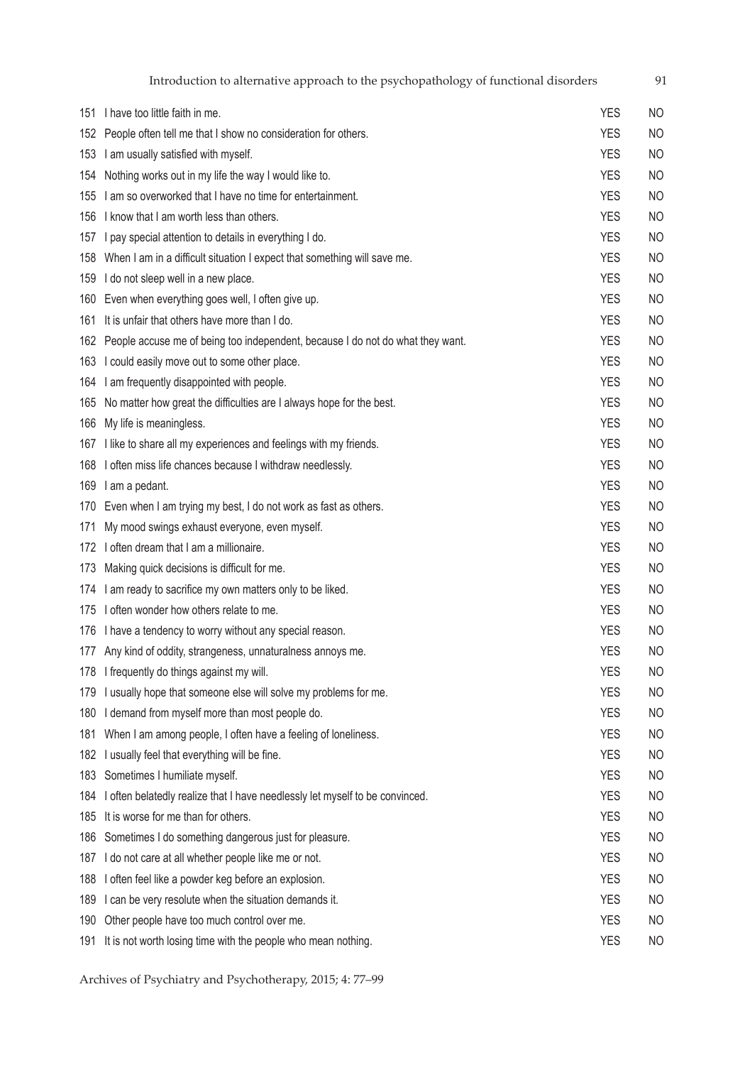| | | | |
|---|---|---|---|
| 151 | I have too little faith in me. | YES | NO |
| 152 | People often tell me that I show no consideration for others. | YES | NO |
| 153 | I am usually satisfied with myself. | YES | NO |
| 154 | Nothing works out in my life the way I would like to. | YES | NO |
| 155 | I am so overworked that I have no time for entertainment. | YES | NO |
| 156 | I know that I am worth less than others. | YES | NO |
| 157 | I pay special attention to details in everything I do. | YES | NO |
| 158 | When I am in a difficult situation I expect that something will save me. | YES | NO |
| 159 | I do not sleep well in a new place. | YES | NO |
| 160 | Even when everything goes well, I often give up. | YES | NO |
| 161 | It is unfair that others have more than I do. | YES | NO |
| 162 | People accuse me of being too independent, because I do not do what they want. | YES | NO |
| 163 | I could easily move out to some other place. | YES | NO |
| 164 | I am frequently disappointed with people. | YES | NO |
| 165 | No matter how great the difficulties are I always hope for the best. | YES | NO |
| 166 | My life is meaningless. | YES | NO |
| 167 | I like to share all my experiences and feelings with my friends. | YES | NO |
| 168 | I often miss life chances because I withdraw needlessly. | YES | NO |
| 169 | I am a pedant. | YES | NO |
| 170 | Even when I am trying my best, I do not work as fast as others. | YES | NO |
| 171 | My mood swings exhaust everyone, even myself. | YES | NO |
| 172 | I often dream that I am a millionaire. | YES | NO |
| 173 | Making quick decisions is difficult for me. | YES | NO |
| 174 | I am ready to sacrifice my own matters only to be liked. | YES | NO |
| 175 | I often wonder how others relate to me. | YES | NO |
| 176 | I have a tendency to worry without any special reason. | YES | NO |
| 177 | Any kind of oddity, strangeness, unnaturalness annoys me. | YES | NO |
| 178 | I frequently do things against my will. | YES | NO |
| 179 | I usually hope that someone else will solve my problems for me. | YES | NO |
| 180 | I demand from myself more than most people do. | YES | NO |
| 181 | When I am among people, I often have a feeling of loneliness. | YES | NO |
| 182 | I usually feel that everything will be fine. | YES | NO |
| 183 | Sometimes I humiliate myself. | YES | NO |
| 184 | I often belatedly realize that I have needlessly let myself to be convinced. | YES | NO |
| 185 | It is worse for me than for others. | YES | NO |
| 186 | Sometimes I do something dangerous just for pleasure. | YES | NO |
| 187 | I do not care at all whether people like me or not. | YES | NO |
| 188 | I often feel like a powder keg before an explosion. | YES | NO |
| 189 | I can be very resolute when the situation demands it. | YES | NO |
| 190 | Other people have too much control over me. | YES | NO |
| 191 | It is not worth losing time with the people who mean nothing. | YES | NO |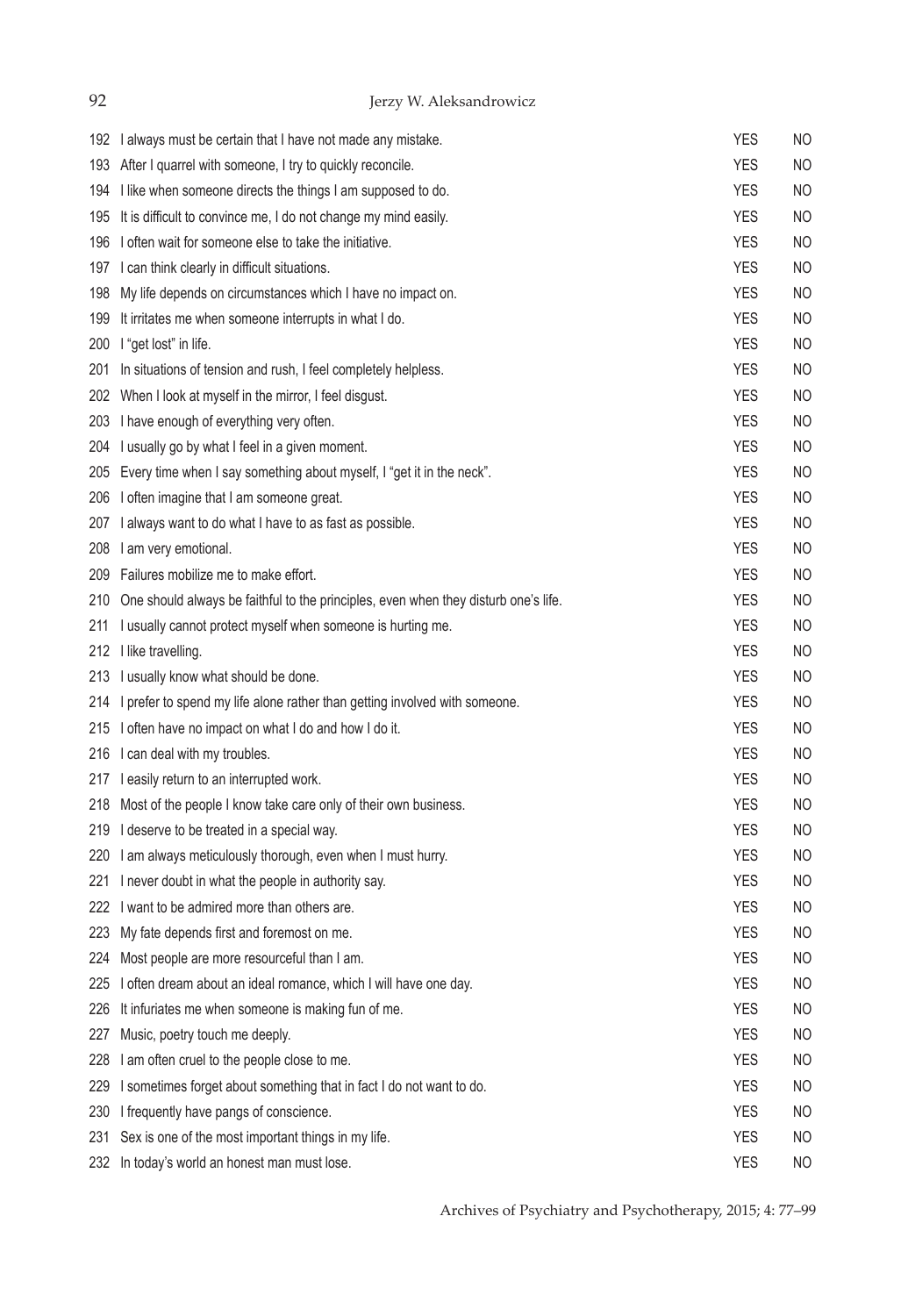| | | | |
|---|---|---|---|
| 192 | I always must be certain that I have not made any mistake. | YES | NO |
| 193 | After I quarrel with someone, I try to quickly reconcile. | YES | NO |
| 194 | I like when someone directs the things I am supposed to do. | YES | NO |
| 195 | It is difficult to convince me, I do not change my mind easily. | YES | NO |
| 196 | I often wait for someone else to take the initiative. | YES | NO |
| 197 | I can think clearly in difficult situations. | YES | NO |
| 198 | My life depends on circumstances which I have no impact on. | YES | NO |
| 199 | It irritates me when someone interrupts in what I do. | YES | NO |
| 200 | I “get lost” in life. | YES | NO |
| 201 | In situations of tension and rush, I feel completely helpless. | YES | NO |
| 202 | When I look at myself in the mirror, I feel disgust. | YES | NO |
| 203 | I have enough of everything very often. | YES | NO |
| 204 | I usually go by what I feel in a given moment. | YES | NO |
| 205 | Every time when I say something about myself, I “get it in the neck”. | YES | NO |
| 206 | I often imagine that I am someone great. | YES | NO |
| 207 | I always want to do what I have to as fast as possible. | YES | NO |
| 208 | I am very emotional. | YES | NO |
| 209 | Failures mobilize me to make effort. | YES | NO |
| 210 | One should always be faithful to the principles, even when they disturb one’s life. | YES | NO |
| 211 | I usually cannot protect myself when someone is hurting me. | YES | NO |
| 212 | I like travelling. | YES | NO |
| 213 | I usually know what should be done. | YES | NO |
| 214 | I prefer to spend my life alone rather than getting involved with someone. | YES | NO |
| 215 | I often have no impact on what I do and how I do it. | YES | NO |
| 216 | I can deal with my troubles. | YES | NO |
| 217 | I easily return to an interrupted work. | YES | NO |
| 218 | Most of the people I know take care only of their own business. | YES | NO |
| 219 | I deserve to be treated in a special way. | YES | NO |
| 220 | I am always meticulously thorough, even when I must hurry. | YES | NO |
| 221 | I never doubt in what the people in authority say. | YES | NO |
| 222 | I want to be admired more than others are. | YES | NO |
| 223 | My fate depends first and foremost on me. | YES | NO |
| 224 | Most people are more resourceful than I am. | YES | NO |
| 225 | I often dream about an ideal romance, which I will have one day. | YES | NO |
| 226 | It infuriates me when someone is making fun of me. | YES | NO |
| 227 | Music, poetry touch me deeply. | YES | NO |
| 228 | I am often cruel to the people close to me. | YES | NO |
| 229 | I sometimes forget about something that in fact I do not want to do. | YES | NO |
| 230 | I frequently have pangs of conscience. | YES | NO |
| 231 | Sex is one of the most important things in my life. | YES | NO |
| 232 | In today’s world an honest man must lose. | YES | NO |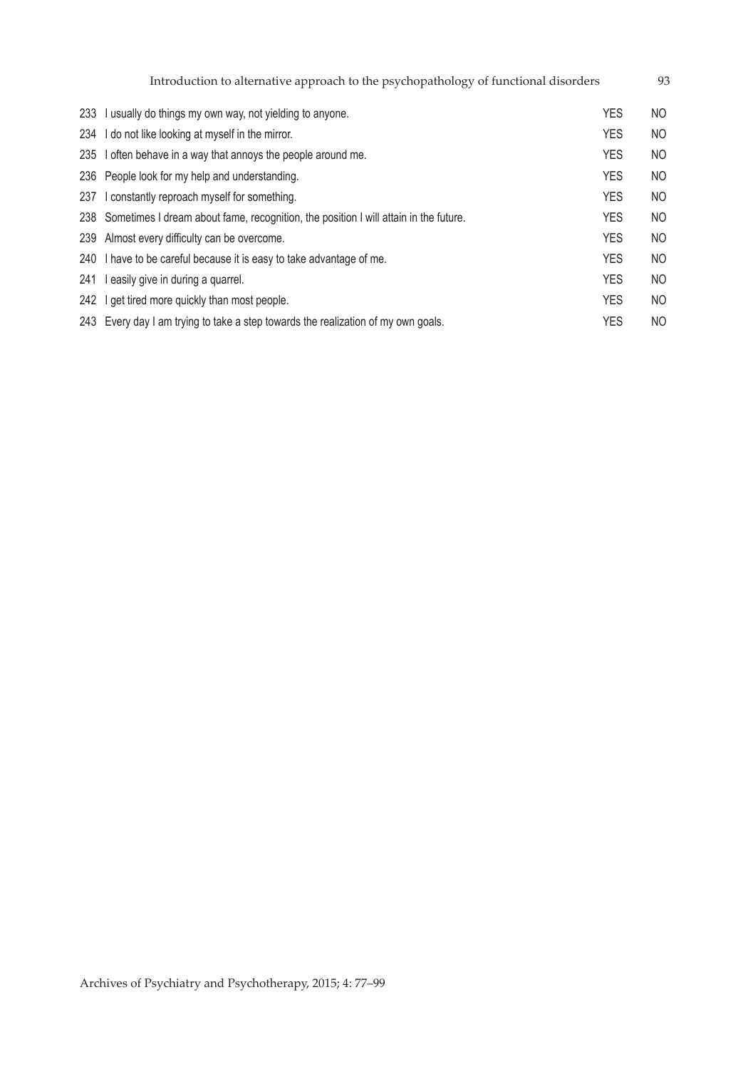| | | | |
|---|---|---|---|
| 233 | I usually do things my own way, not yielding to anyone. | YES | NO |
| 234 | I do not like looking at myself in the mirror. | YES | NO |
| 235 | I often behave in a way that annoys the people around me. | YES | NO |
| 236 | People look for my help and understanding. | YES | NO |
| 237 | I constantly reproach myself for something. | YES | NO |
| 238 | Sometimes I dream about fame, recognition, the position I will attain in the future. | YES | NO |
| 239 | Almost every difficulty can be overcome. | YES | NO |
| 240 | I have to be careful because it is easy to take advantage of me. | YES | NO |
| 241 | I easily give in during a quarrel. | YES | NO |
| 242 | I get tired more quickly than most people. | YES | NO |
| 243 | Every day I am trying to take a step towards the realization of my own goals. | YES | NO |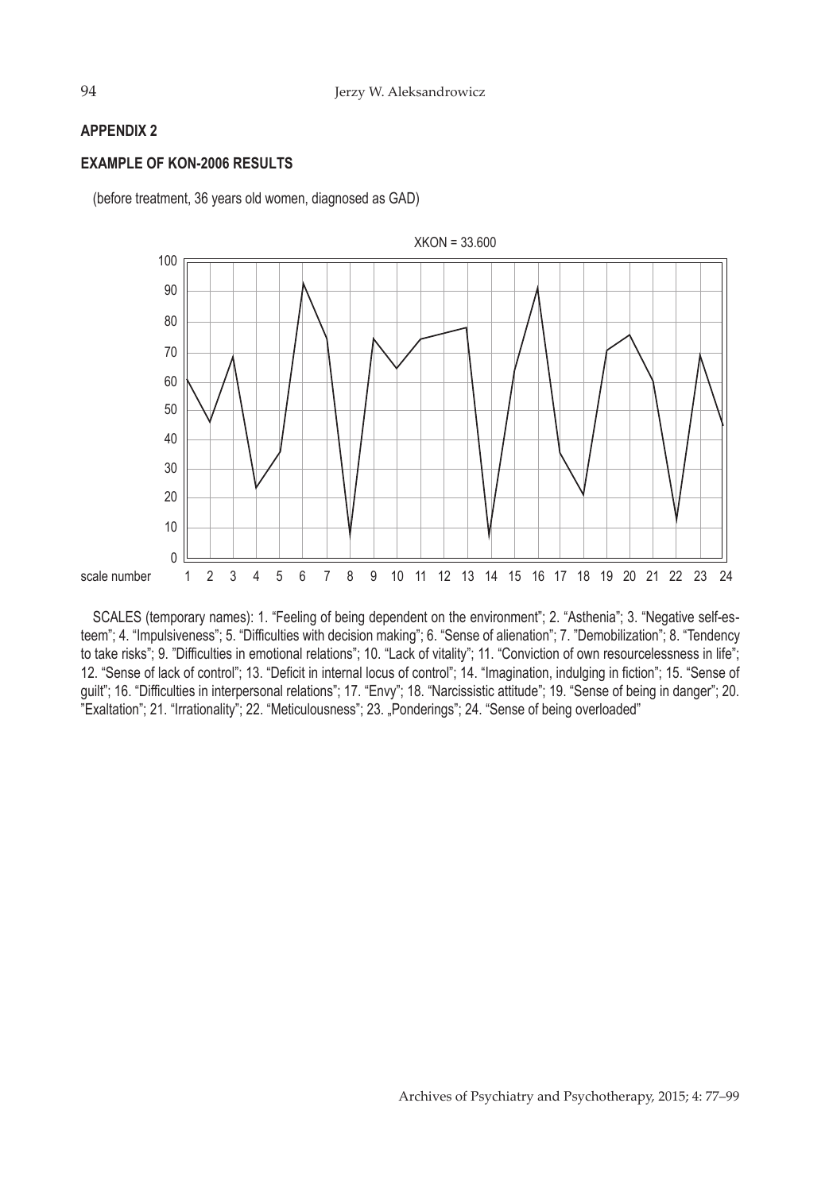## APPENDIX 2

## EXAMPLE OF KON-2006 RESULTS

(before treatment, 36 years old women, diagnosed as GAD)

SCALES (temporary names): 1. "Feeling of being dependent on the environment"; 2. "Asthenia"; 3. "Negative self-esteem"; 4. "Impulsiveness"; 5. "Difficulties with decision making"; 6. "Sense of alienation"; 7. "Demobilization"; 8. "Tendency to take risks"; 9. "Difficulties in emotional relations"; 10. "Lack of vitality"; 11. "Conviction of own resourcelessness in life"; 12. "Sense of lack of control"; 13. "Deficit in internal locus of control"; 14. "Imagination, indulging in fiction"; 15. "Sense of guilt"; 16. "Difficulties in interpersonal relations"; 17. "Envy"; 18. "Narcissistic attitude"; 19. "Sense of being in danger"; 20. "Exaltation"; 21. "Irrationality"; 22. "Meticulousness"; 23. „Ponderings"; 24. "Sense of being overloaded"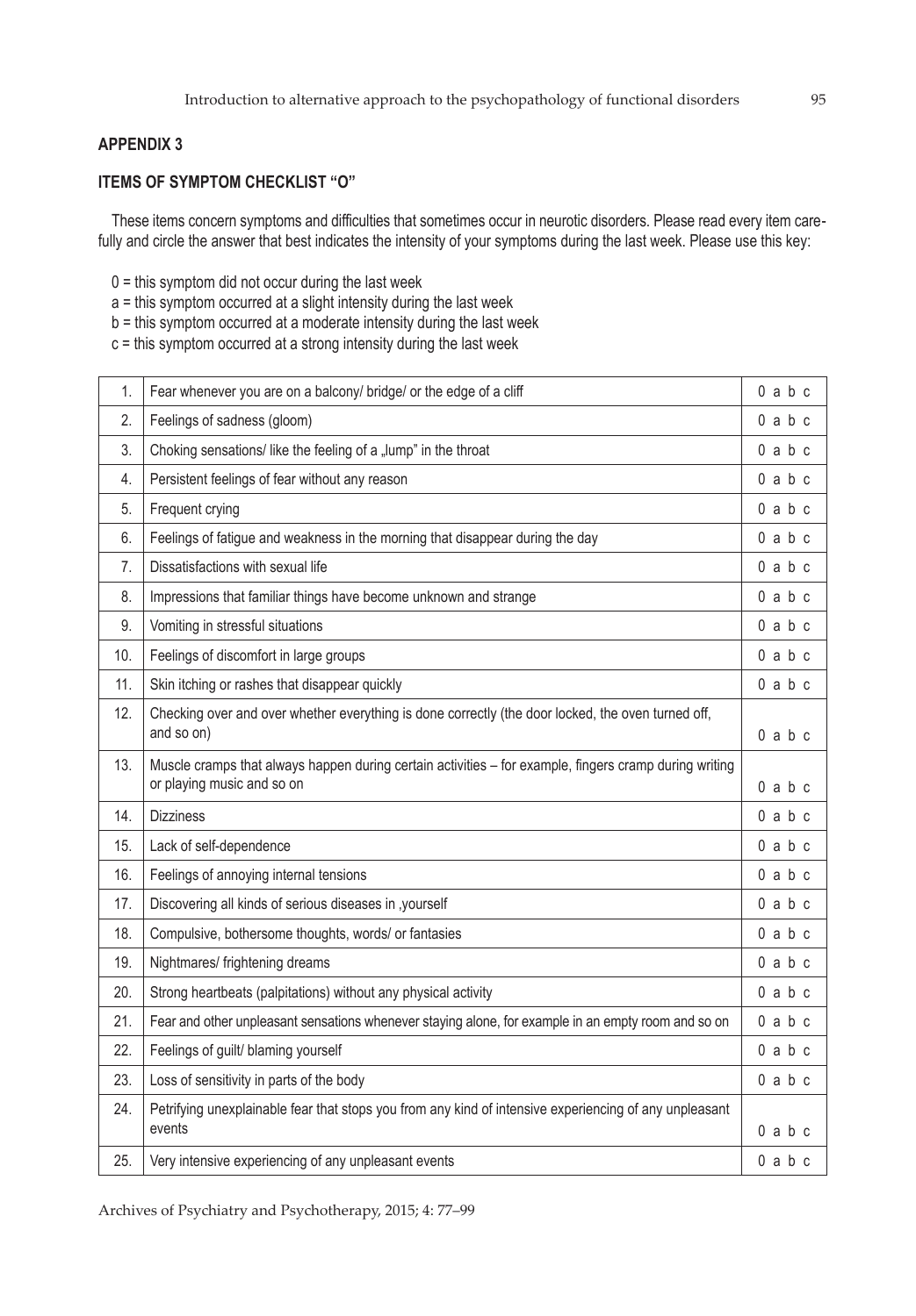## APPENDIX 3

### ITEMS OF SYMPTOM CHECKLIST "O"

These items concern symptoms and difficulties that sometimes occur in neurotic disorders. Please read every item carefully and circle the answer that best indicates the intensity of your symptoms during the last week. Please use this key:

0 = this symptom did not occur during the last week
a = this symptom occurred at a slight intensity during the last week
b = this symptom occurred at a moderate intensity during the last week
c = this symptom occurred at a strong intensity during the last week

| | | |
|---|---|---|
| 1. | Fear whenever you are on a balcony/ bridge/ or the edge of a cliff | 0 a b c |
| 2. | Feelings of sadness (gloom) | 0 a b c |
| 3. | Choking sensations/ like the feeling of a „lump" in the throat | 0 a b c |
| 4. | Persistent feelings of fear without any reason | 0 a b c |
| 5. | Frequent crying | 0 a b c |
| 6. | Feelings of fatigue and weakness in the morning that disappear during the day | 0 a b c |
| 7. | Dissatisfactions with sexual life | 0 a b c |
| 8. | Impressions that familiar things have become unknown and strange | 0 a b c |
| 9. | Vomiting in stressful situations | 0 a b c |
| 10. | Feelings of discomfort in large groups | 0 a b c |
| 11. | Skin itching or rashes that disappear quickly | 0 a b c |
| 12. | Checking over and over whether everything is done correctly (the door locked, the oven turned off, and so on) | 0 a b c |
| 13. | Muscle cramps that always happen during certain activities – for example, fingers cramp during writing or playing music and so on | 0 a b c |
| 14. | Dizziness | 0 a b c |
| 15. | Lack of self-dependence | 0 a b c |
| 16. | Feelings of annoying internal tensions | 0 a b c |
| 17. | Discovering all kinds of serious diseases in ,yourself | 0 a b c |
| 18. | Compulsive, bothersome thoughts, words/ or fantasies | 0 a b c |
| 19. | Nightmares/ frightening dreams | 0 a b c |
| 20. | Strong heartbeats (palpitations) without any physical activity | 0 a b c |
| 21. | Fear and other unpleasant sensations whenever staying alone, for example in an empty room and so on | 0 a b c |
| 22. | Feelings of guilt/ blaming yourself | 0 a b c |
| 23. | Loss of sensitivity in parts of the body | 0 a b c |
| 24. | Petrifying unexplainable fear that stops you from any kind of intensive experiencing of any unpleasant events | 0 a b c |
| 25. | Very intensive experiencing of any unpleasant events | 0 a b c |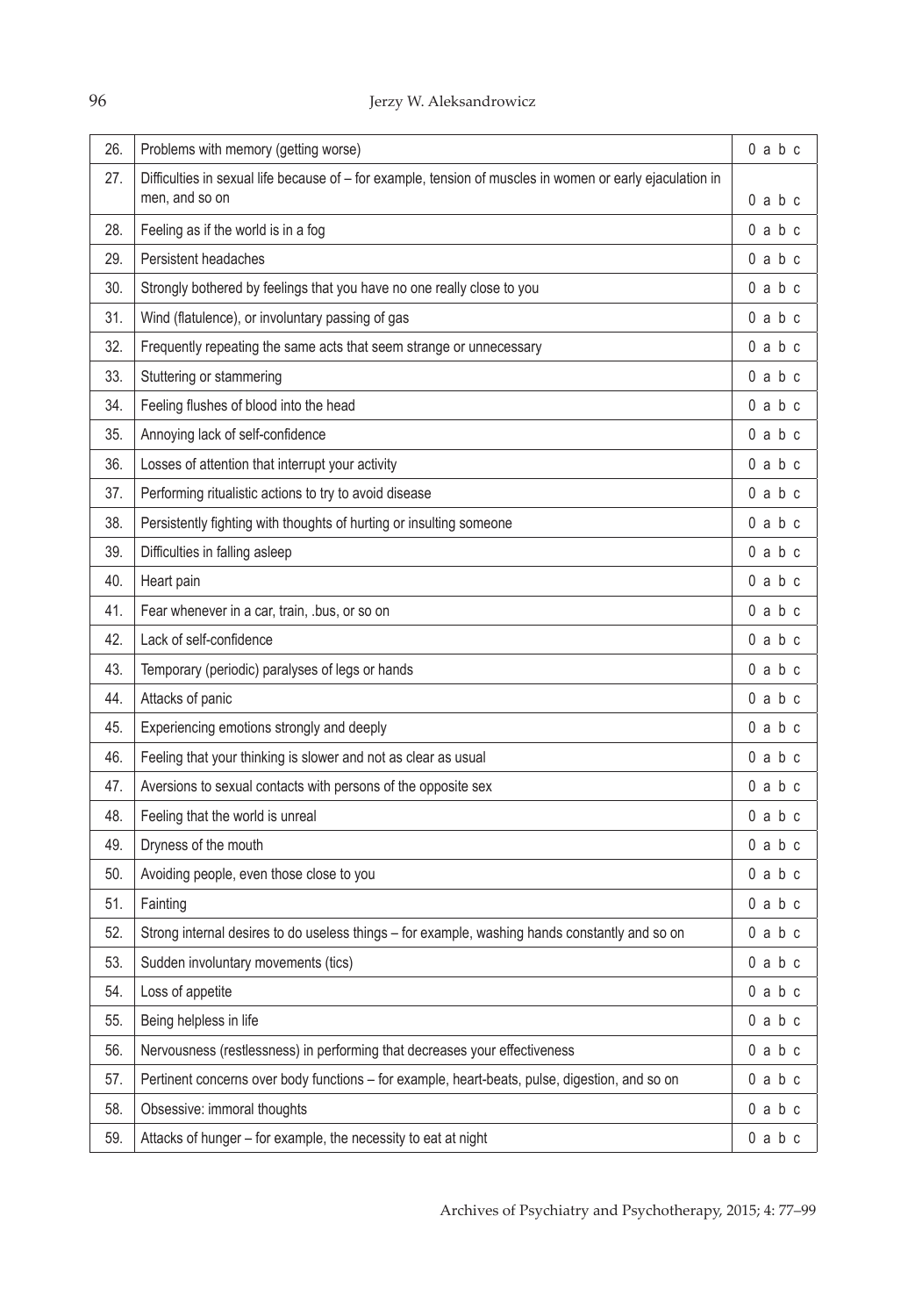| | | |
|---|---|---|
| 26. | Problems with memory (getting worse) | 0 a b c |
| 27. | Difficulties in sexual life because of – for example, tension of muscles in women or early ejaculation in men, and so on | 0 a b c |
| 28. | Feeling as if the world is in a fog | 0 a b c |
| 29. | Persistent headaches | 0 a b c |
| 30. | Strongly bothered by feelings that you have no one really close to you | 0 a b c |
| 31. | Wind (flatulence), or involuntary passing of gas | 0 a b c |
| 32. | Frequently repeating the same acts that seem strange or unnecessary | 0 a b c |
| 33. | Stuttering or stammering | 0 a b c |
| 34. | Feeling flushes of blood into the head | 0 a b c |
| 35. | Annoying lack of self-confidence | 0 a b c |
| 36. | Losses of attention that interrupt your activity | 0 a b c |
| 37. | Performing ritualistic actions to try to avoid disease | 0 a b c |
| 38. | Persistently fighting with thoughts of hurting or insulting someone | 0 a b c |
| 39. | Difficulties in falling asleep | 0 a b c |
| 40. | Heart pain | 0 a b c |
| 41. | Fear whenever in a car, train, .bus, or so on | 0 a b c |
| 42. | Lack of self-confidence | 0 a b c |
| 43. | Temporary (periodic) paralyses of legs or hands | 0 a b c |
| 44. | Attacks of panic | 0 a b c |
| 45. | Experiencing emotions strongly and deeply | 0 a b c |
| 46. | Feeling that your thinking is slower and not as clear as usual | 0 a b c |
| 47. | Aversions to sexual contacts with persons of the opposite sex | 0 a b c |
| 48. | Feeling that the world is unreal | 0 a b c |
| 49. | Dryness of the mouth | 0 a b c |
| 50. | Avoiding people, even those close to you | 0 a b c |
| 51. | Fainting | 0 a b c |
| 52. | Strong internal desires to do useless things – for example, washing hands constantly and so on | 0 a b c |
| 53. | Sudden involuntary movements (tics) | 0 a b c |
| 54. | Loss of appetite | 0 a b c |
| 55. | Being helpless in life | 0 a b c |
| 56. | Nervousness (restlessness) in performing that decreases your effectiveness | 0 a b c |
| 57. | Pertinent concerns over body functions – for example, heart-beats, pulse, digestion, and so on | 0 a b c |
| 58. | Obsessive: immoral thoughts | 0 a b c |
| 59. | Attacks of hunger – for example, the necessity to eat at night | 0 a b c |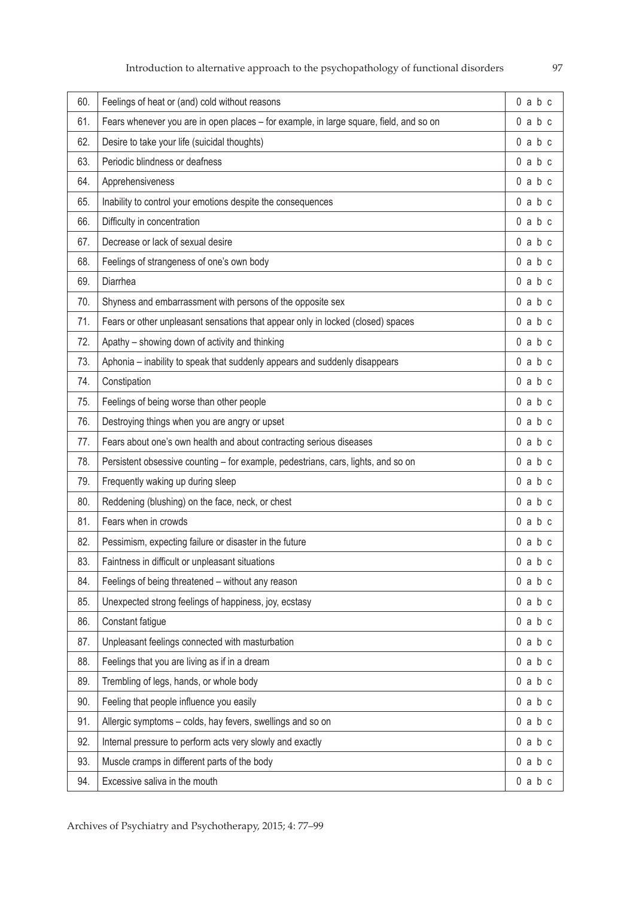| | | |
|---|---|---|
| 60. | Feelings of heat or (and) cold without reasons | 0 a b c |
| 61. | Fears whenever you are in open places – for example, in large square, field, and so on | 0 a b c |
| 62. | Desire to take your life (suicidal thoughts) | 0 a b c |
| 63. | Periodic blindness or deafness | 0 a b c |
| 64. | Apprehensiveness | 0 a b c |
| 65. | Inability to control your emotions despite the consequences | 0 a b c |
| 66. | Difficulty in concentration | 0 a b c |
| 67. | Decrease or lack of sexual desire | 0 a b c |
| 68. | Feelings of strangeness of one's own body | 0 a b c |
| 69. | Diarrhea | 0 a b c |
| 70. | Shyness and embarrassment with persons of the opposite sex | 0 a b c |
| 71. | Fears or other unpleasant sensations that appear only in locked (closed) spaces | 0 a b c |
| 72. | Apathy – showing down of activity and thinking | 0 a b c |
| 73. | Aphonia – inability to speak that suddenly appears and suddenly disappears | 0 a b c |
| 74. | Constipation | 0 a b c |
| 75. | Feelings of being worse than other people | 0 a b c |
| 76. | Destroying things when you are angry or upset | 0 a b c |
| 77. | Fears about one's own health and about contracting serious diseases | 0 a b c |
| 78. | Persistent obsessive counting – for example, pedestrians, cars, lights, and so on | 0 a b c |
| 79. | Frequently waking up during sleep | 0 a b c |
| 80. | Reddening (blushing) on the face, neck, or chest | 0 a b c |
| 81. | Fears when in crowds | 0 a b c |
| 82. | Pessimism, expecting failure or disaster in the future | 0 a b c |
| 83. | Faintness in difficult or unpleasant situations | 0 a b c |
| 84. | Feelings of being threatened – without any reason | 0 a b c |
| 85. | Unexpected strong feelings of happiness, joy, ecstasy | 0 a b c |
| 86. | Constant fatigue | 0 a b c |
| 87. | Unpleasant feelings connected with masturbation | 0 a b c |
| 88. | Feelings that you are living as if in a dream | 0 a b c |
| 89. | Trembling of legs, hands, or whole body | 0 a b c |
| 90. | Feeling that people influence you easily | 0 a b c |
| 91. | Allergic symptoms – colds, hay fevers, swellings and so on | 0 a b c |
| 92. | Internal pressure to perform acts very slowly and exactly | 0 a b c |
| 93. | Muscle cramps in different parts of the body | 0 a b c |
| 94. | Excessive saliva in the mouth | 0 a b c |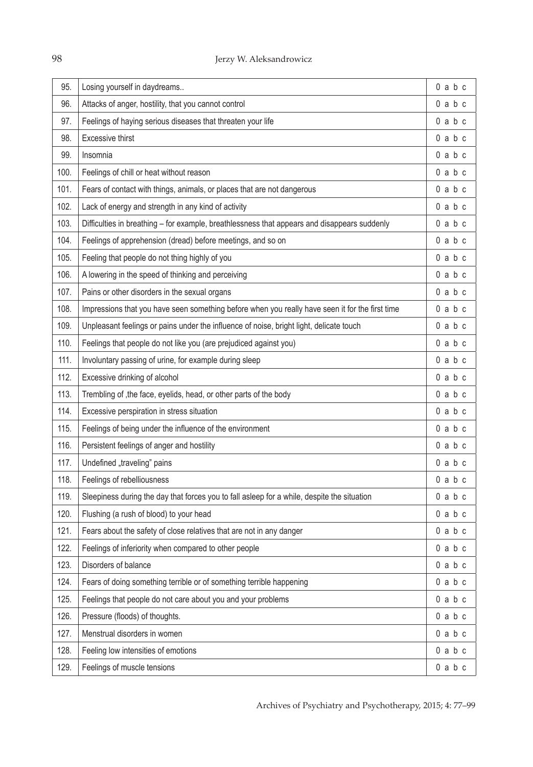| | | |
|---|---|---|
| 95. | Losing yourself in daydreams.. | 0 a b c |
| 96. | Attacks of anger, hostility, that you cannot control | 0 a b c |
| 97. | Feelings of haying serious diseases that threaten your life | 0 a b c |
| 98. | Excessive thirst | 0 a b c |
| 99. | Insomnia | 0 a b c |
| 100. | Feelings of chill or heat without reason | 0 a b c |
| 101. | Fears of contact with things, animals, or places that are not dangerous | 0 a b c |
| 102. | Lack of energy and strength in any kind of activity | 0 a b c |
| 103. | Difficulties in breathing – for example, breathlessness that appears and disappears suddenly | 0 a b c |
| 104. | Feelings of apprehension (dread) before meetings, and so on | 0 a b c |
| 105. | Feeling that people do not thing highly of you | 0 a b c |
| 106. | A lowering in the speed of thinking and perceiving | 0 a b c |
| 107. | Pains or other disorders in the sexual organs | 0 a b c |
| 108. | Impressions that you have seen something before when you really have seen it for the first time | 0 a b c |
| 109. | Unpleasant feelings or pains under the influence of noise, bright light, delicate touch | 0 a b c |
| 110. | Feelings that people do not like you (are prejudiced against you) | 0 a b c |
| 111. | Involuntary passing of urine, for example during sleep | 0 a b c |
| 112. | Excessive drinking of alcohol | 0 a b c |
| 113. | Trembling of ,the face, eyelids, head, or other parts of the body | 0 a b c |
| 114. | Excessive perspiration in stress situation | 0 a b c |
| 115. | Feelings of being under the influence of the environment | 0 a b c |
| 116. | Persistent feelings of anger and hostility | 0 a b c |
| 117. | Undefined „traveling" pains | 0 a b c |
| 118. | Feelings of rebelliousness | 0 a b c |
| 119. | Sleepiness during the day that forces you to fall asleep for a while, despite the situation | 0 a b c |
| 120. | Flushing (a rush of blood) to your head | 0 a b c |
| 121. | Fears about the safety of close relatives that are not in any danger | 0 a b c |
| 122. | Feelings of inferiority when compared to other people | 0 a b c |
| 123. | Disorders of balance | 0 a b c |
| 124. | Fears of doing something terrible or of something terrible happening | 0 a b c |
| 125. | Feelings that people do not care about you and your problems | 0 a b c |
| 126. | Pressure (floods) of thoughts. | 0 a b c |
| 127. | Menstrual disorders in women | 0 a b c |
| 128. | Feeling low intensities of emotions | 0 a b c |
| 129. | Feelings of muscle tensions | 0 a b c |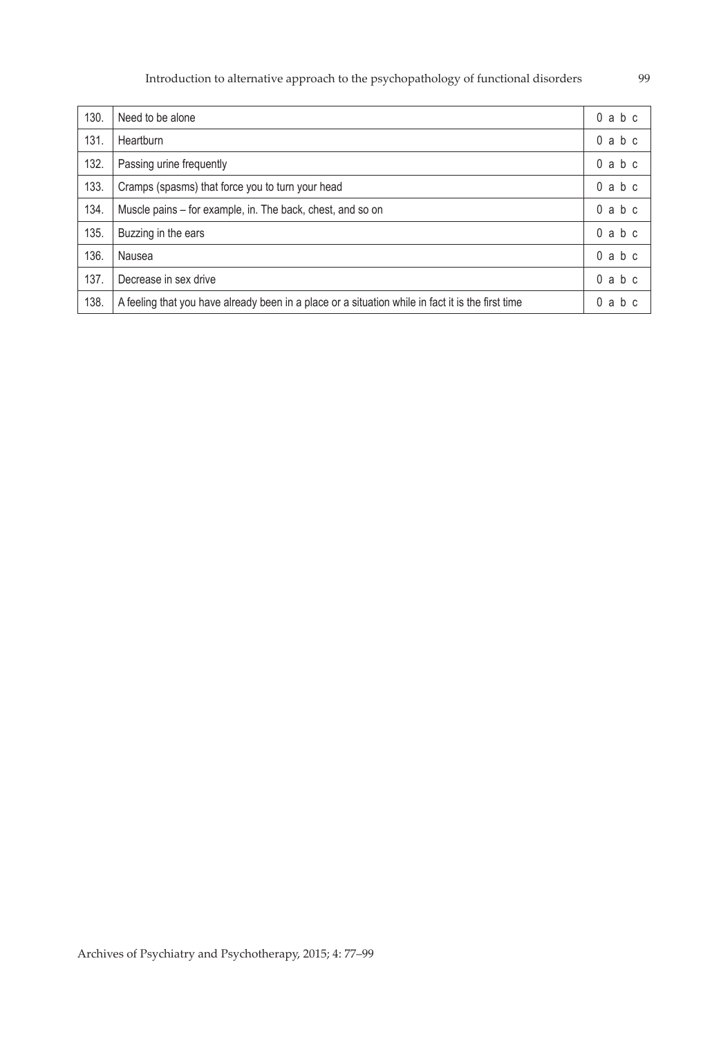| | | |
|---|---|---|
| 130. | Need to be alone | 0 a b c |
| 131. | Heartburn | 0 a b c |
| 132. | Passing urine frequently | 0 a b c |
| 133. | Cramps (spasms) that force you to turn your head | 0 a b c |
| 134. | Muscle pains – for example, in. The back, chest, and so on | 0 a b c |
| 135. | Buzzing in the ears | 0 a b c |
| 136. | Nausea | 0 a b c |
| 137. | Decrease in sex drive | 0 a b c |
| 138. | A feeling that you have already been in a place or a situation while in fact it is the first time | 0 a b c |